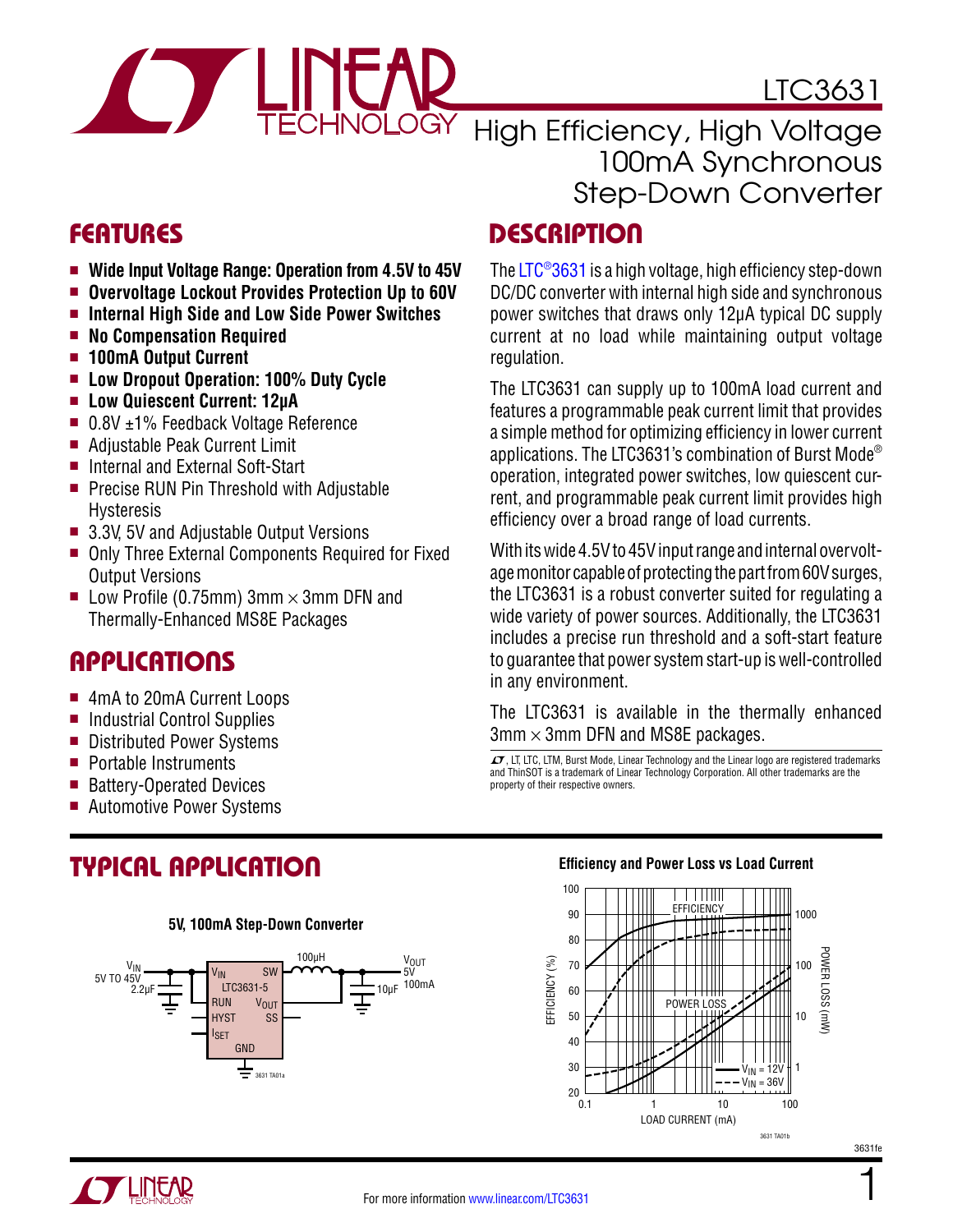# LTC3631

## High Efficiency, High Voltage 100mA Synchronous Step-Down Converter

## FEATURES

- **Wide Input Voltage Range: Operation from 4.5V to 45V**
- **Overvoltage Lockout Provides Protection Up to 60V**
- **Internal High Side and Low Side Power Switches**
- **No Compensation Required**
- **100mA Output Current**
- **Low Dropout Operation: 100% Duty Cycle**
- **Low Quiescent Current: 12μA**
- 0.8V ±1% Feedback Voltage Reference
- Adjustable Peak Current Limit
- Internal and External Soft-Start
- Precise RUN Pin Threshold with Adjustable Hysteresis
- 3.3V, 5V and Adjustable Output Versions
- Only Three External Components Required for Fixed Output Versions
- Low Profile (0.75mm) 3mm × 3mm DFN and Thermally-Enhanced MS8E Packages

## APPLICATIONS

- 4mA to 20mA Current Loops
- Industrial Control Supplies
- Distributed Power Systems
- Portable Instruments
- Battery-Operated Devices
- Automotive Power Systems

## DESCRIPTION

The LTC®3631 is a high voltage, high efficiency step-down DC/DC converter with internal high side and synchronous power switches that draws only 12μA typical DC supply current at no load while maintaining output voltage regulation.

The LTC3631 can supply up to 100mA load current and features a programmable peak current limit that provides a simple method for optimizing efficiency in lower current applications. The LTC3631's combination of Burst Mode® operation, integrated power switches, low quiescent current, and programmable peak current limit provides high efficiency over a broad range of load currents.

With its wide 4.5V to 45V input range and internal overvoltage monitor capable of protecting the part from 60V surges, the LTC3631 is a robust converter suited for regulating a wide variety of power sources. Additionally, the LTC3631 includes a precise run threshold and a soft-start feature to guarantee that power system start-up is well-controlled in any environment.

The LTC3631 is available in the thermally enhanced 3mm × 3mm DFN and MS8E packages.

LT, LTC, LTM, Burst Mode, Linear Technology and the Linear logo are registered trademarks and ThinSOT is a trademark of Linear Technology Corporation. All other trademarks are the property of their respective owners.

## TYPICAL APPLICATION

**5V, 100mA Step-Down Converter**

**Efficiency and Power Loss vs Load Current**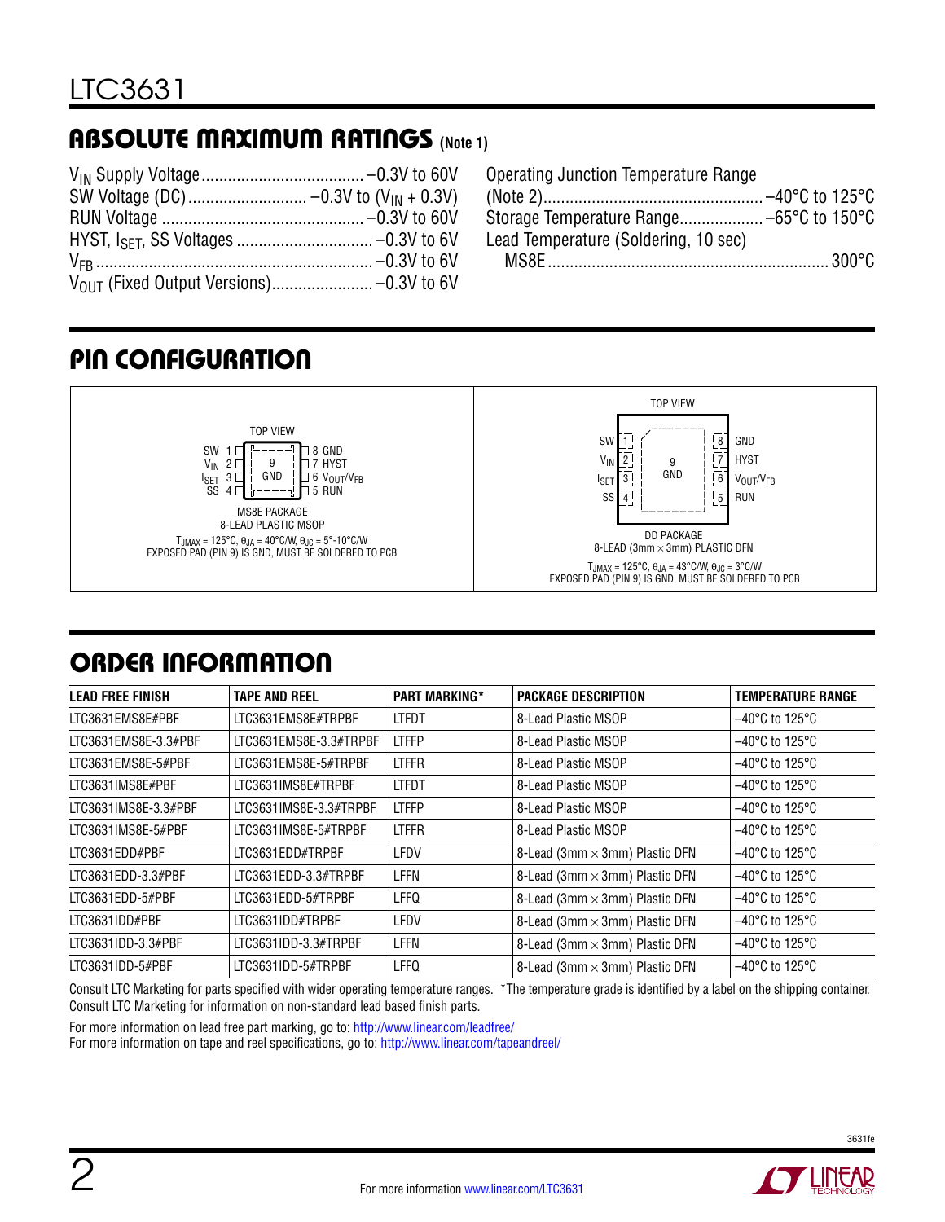## ABSOLUTE MAXIMUM RATINGS (Note 1)

$V_{IN}$ Supply Voltage ................................ –0.3V to 60V
SW Voltage (DC) ......................... –0.3V to ($V_{IN}$ + 0.3V)
RUN Voltage ........................................... –0.3V to 60V
HYST, $I_{SET}$, SS Voltages ............................. –0.3V to 6V
$V_{FB}$ ..................................................... –0.3V to 6V
$V_{OUT}$ (Fixed Output Versions)...................... –0.3V to 6V

Operating Junction Temperature Range
(Note 2).............................................. –40°C to 125°C
Storage Temperature Range.................. –65°C to 150°C
Lead Temperature (Soldering, 10 sec)
MS8E ........................................................... 300°C

## PIN CONFIGURATION

MS8E PACKAGE (TOP VIEW): SW 1, $V_{IN}$ 2, $I_{SET}$ 3, SS 4, RUN 5, $V_{OUT}/V_{FB}$ 6, HYST 7, GND 8, GND 9 (exposed pad)

MS8E PACKAGE
8-LEAD PLASTIC MSOP
$T_{JMAX}$ = 125°C, $\theta_{JA}$ = 40°C/W, $\theta_{JC}$ = 5°-10°C/W
EXPOSED PAD (PIN 9) IS GND, MUST BE SOLDERED TO PCB

DD PACKAGE (TOP VIEW): SW 1, $V_{IN}$ 2, $I_{SET}$ 3, SS 4, RUN 5, $V_{OUT}/V_{FB}$ 6, HYST 7, GND 8, GND 9 (exposed pad)

DD PACKAGE
8-LEAD (3mm × 3mm) PLASTIC DFN
$T_{JMAX}$ = 125°C, $\theta_{JA}$ = 43°C/W, $\theta_{JC}$ = 3°C/W
EXPOSED PAD (PIN 9) IS GND, MUST BE SOLDERED TO PCB

## ORDER INFORMATION

| LEAD FREE FINISH | TAPE AND REEL | PART MARKING* | PACKAGE DESCRIPTION | TEMPERATURE RANGE |
|---|---|---|---|---|
| LTC3631EMS8E#PBF | LTC3631EMS8E#TRPBF | LTFDT | 8-Lead Plastic MSOP | –40°C to 125°C |
| LTC3631EMS8E-3.3#PBF | LTC3631EMS8E-3.3#TRPBF | LTFFP | 8-Lead Plastic MSOP | –40°C to 125°C |
| LTC3631EMS8E-5#PBF | LTC3631EMS8E-5#TRPBF | LTFFR | 8-Lead Plastic MSOP | –40°C to 125°C |
| LTC3631IMS8E#PBF | LTC3631IMS8E#TRPBF | LTFDT | 8-Lead Plastic MSOP | –40°C to 125°C |
| LTC3631IMS8E-3.3#PBF | LTC3631IMS8E-3.3#TRPBF | LTFFP | 8-Lead Plastic MSOP | –40°C to 125°C |
| LTC3631IMS8E-5#PBF | LTC3631IMS8E-5#TRPBF | LTFFR | 8-Lead Plastic MSOP | –40°C to 125°C |
| LTC3631EDD#PBF | LTC3631EDD#TRPBF | LFDV | 8-Lead (3mm × 3mm) Plastic DFN | –40°C to 125°C |
| LTC3631EDD-3.3#PBF | LTC3631EDD-3.3#TRPBF | LFFN | 8-Lead (3mm × 3mm) Plastic DFN | –40°C to 125°C |
| LTC3631EDD-5#PBF | LTC3631EDD-5#TRPBF | LFFQ | 8-Lead (3mm × 3mm) Plastic DFN | –40°C to 125°C |
| LTC3631IDD#PBF | LTC3631IDD#TRPBF | LFDV | 8-Lead (3mm × 3mm) Plastic DFN | –40°C to 125°C |
| LTC3631IDD-3.3#PBF | LTC3631IDD-3.3#TRPBF | LFFN | 8-Lead (3mm × 3mm) Plastic DFN | –40°C to 125°C |
| LTC3631IDD-5#PBF | LTC3631IDD-5#TRPBF | LFFQ | 8-Lead (3mm × 3mm) Plastic DFN | –40°C to 125°C |

Consult LTC Marketing for parts specified with wider operating temperature ranges. *The temperature grade is identified by a label on the shipping container.
Consult LTC Marketing for information on non-standard lead based finish parts.

For more information on lead free part marking, go to: http://www.linear.com/leadfree/
For more information on tape and reel specifications, go to: http://www.linear.com/tapeandreel/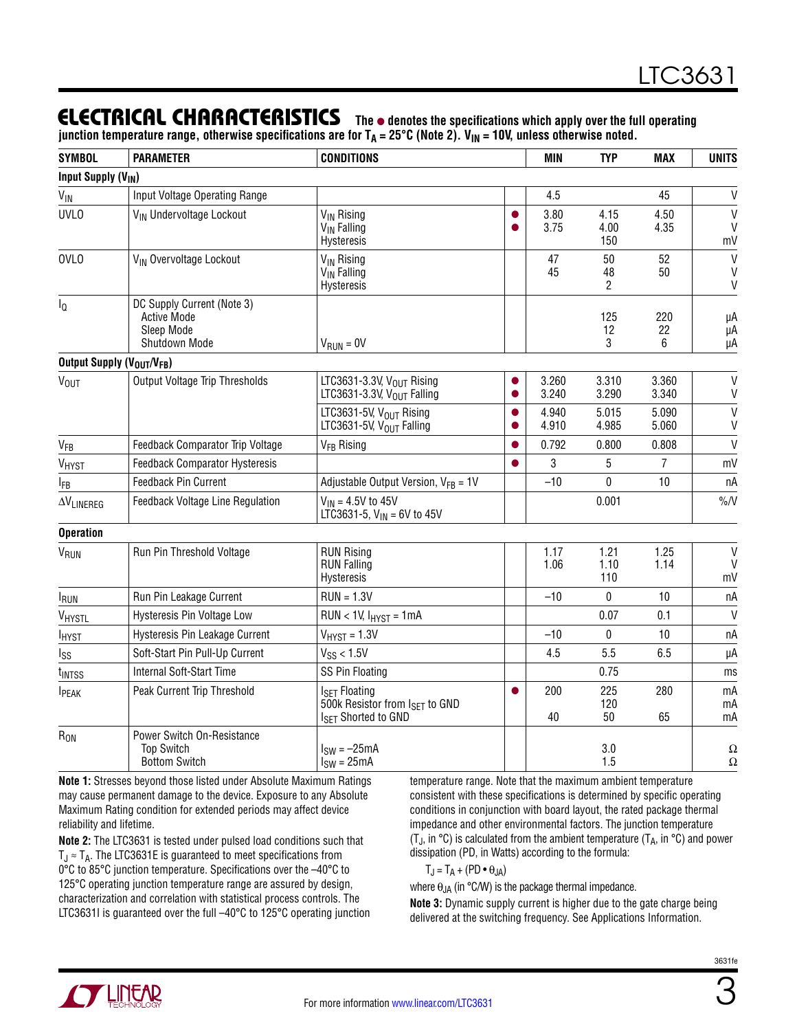## ELECTRICAL CHARACTERISTICS

The ● denotes the specifications which apply over the full operating junction temperature range, otherwise specifications are for $T_A = 25°C$ (Note 2). $V_{IN} = 10V$, unless otherwise noted.

| SYMBOL | PARAMETER | CONDITIONS | | MIN | TYP | MAX | UNITS |
|---|---|---|---|---|---|---|---|
| **Input Supply ($V_{IN}$)** | | | | | | | |
| $V_{IN}$ | Input Voltage Operating Range | | | 4.5 | | 45 | V |
| UVLO | $V_{IN}$ Undervoltage Lockout | $V_{IN}$ Rising<br>$V_{IN}$ Falling<br>Hysteresis | ●<br>● | 3.80<br>3.75 | 4.15<br>4.00<br>150 | 4.50<br>4.35 | V<br>V<br>mV |
| OVLO | $V_{IN}$ Overvoltage Lockout | $V_{IN}$ Rising<br>$V_{IN}$ Falling<br>Hysteresis | | 47<br>45 | 50<br>48<br>2 | 52<br>50 | V<br>V<br>V |
| $I_Q$ | DC Supply Current (Note 3)<br>Active Mode<br>Sleep Mode<br>Shutdown Mode | <br><br><br>$V_{RUN} = 0V$ | | | <br>125<br>12<br>3 | <br>220<br>22<br>6 | <br>µA<br>µA<br>µA |
| **Output Supply ($V_{OUT}/V_{FB}$)** | | | | | | | |
| $V_{OUT}$ | Output Voltage Trip Thresholds | LTC3631-3.3V, $V_{OUT}$ Rising<br>LTC3631-3.3V, $V_{OUT}$ Falling | ●<br>● | 3.260<br>3.240 | 3.310<br>3.290 | 3.360<br>3.340 | V<br>V |
| | | LTC3631-5V, $V_{OUT}$ Rising<br>LTC3631-5V, $V_{OUT}$ Falling | ●<br>● | 4.940<br>4.910 | 5.015<br>4.985 | 5.090<br>5.060 | V<br>V |
| $V_{FB}$ | Feedback Comparator Trip Voltage | $V_{FB}$ Rising | ● | 0.792 | 0.800 | 0.808 | V |
| $V_{HYST}$ | Feedback Comparator Hysteresis | | ● | 3 | 5 | 7 | mV |
| $I_{FB}$ | Feedback Pin Current | Adjustable Output Version, $V_{FB} = 1V$ | | –10 | 0 | 10 | nA |
| $\Delta V_{LINEREG}$ | Feedback Voltage Line Regulation | $V_{IN} = 4.5V$ to 45V<br>LTC3631-5, $V_{IN} = 6V$ to 45V | | | 0.001 | | %/V |
| **Operation** | | | | | | | |
| $V_{RUN}$ | Run Pin Threshold Voltage | RUN Rising<br>RUN Falling<br>Hysteresis | | 1.17<br>1.06 | 1.21<br>1.10<br>110 | 1.25<br>1.14 | V<br>V<br>mV |
| $I_{RUN}$ | Run Pin Leakage Current | RUN = 1.3V | | –10 | 0 | 10 | nA |
| $V_{HYSTL}$ | Hysteresis Pin Voltage Low | RUN < 1V, $I_{HYST} = 1mA$ | | | 0.07 | 0.1 | V |
| $I_{HYST}$ | Hysteresis Pin Leakage Current | $V_{HYST} = 1.3V$ | | –10 | 0 | 10 | nA |
| $I_{SS}$ | Soft-Start Pin Pull-Up Current | $V_{SS} < 1.5V$ | | 4.5 | 5.5 | 6.5 | µA |
| $t_{INTSS}$ | Internal Soft-Start Time | SS Pin Floating | | | 0.75 | | ms |
| $I_{PEAK}$ | Peak Current Trip Threshold | $I_{SET}$ Floating<br>500k Resistor from $I_{SET}$ to GND<br>$I_{SET}$ Shorted to GND | ● | 200<br><br>40 | 225<br>120<br>50 | 280<br><br>65 | mA<br>mA<br>mA |
| $R_{ON}$ | Power Switch On-Resistance<br>Top Switch<br>Bottom Switch | <br>$I_{SW} = –25mA$<br>$I_{SW} = 25mA$ | | | <br>3.0<br>1.5 | | <br>Ω<br>Ω |

**Note 1:** Stresses beyond those listed under Absolute Maximum Ratings may cause permanent damage to the device. Exposure to any Absolute Maximum Rating condition for extended periods may affect device reliability and lifetime.

**Note 2:** The LTC3631 is tested under pulsed load conditions such that $T_J \approx T_A$. The LTC3631E is guaranteed to meet specifications from 0°C to 85°C junction temperature. Specifications over the –40°C to 125°C operating junction temperature range are assured by design, characterization and correlation with statistical process controls. The LTC3631I is guaranteed over the full –40°C to 125°C operating junction temperature range. Note that the maximum ambient temperature consistent with these specifications is determined by specific operating conditions in conjunction with board layout, the rated package thermal impedance and other environmental factors. The junction temperature ($T_J$, in °C) is calculated from the ambient temperature ($T_A$, in °C) and power dissipation (PD, in Watts) according to the formula:

$$T_J = T_A + (PD \bullet \theta_{JA})$$

where $\theta_{JA}$ (in °C/W) is the package thermal impedance.

**Note 3:** Dynamic supply current is higher due to the gate charge being delivered at the switching frequency. See Applications Information.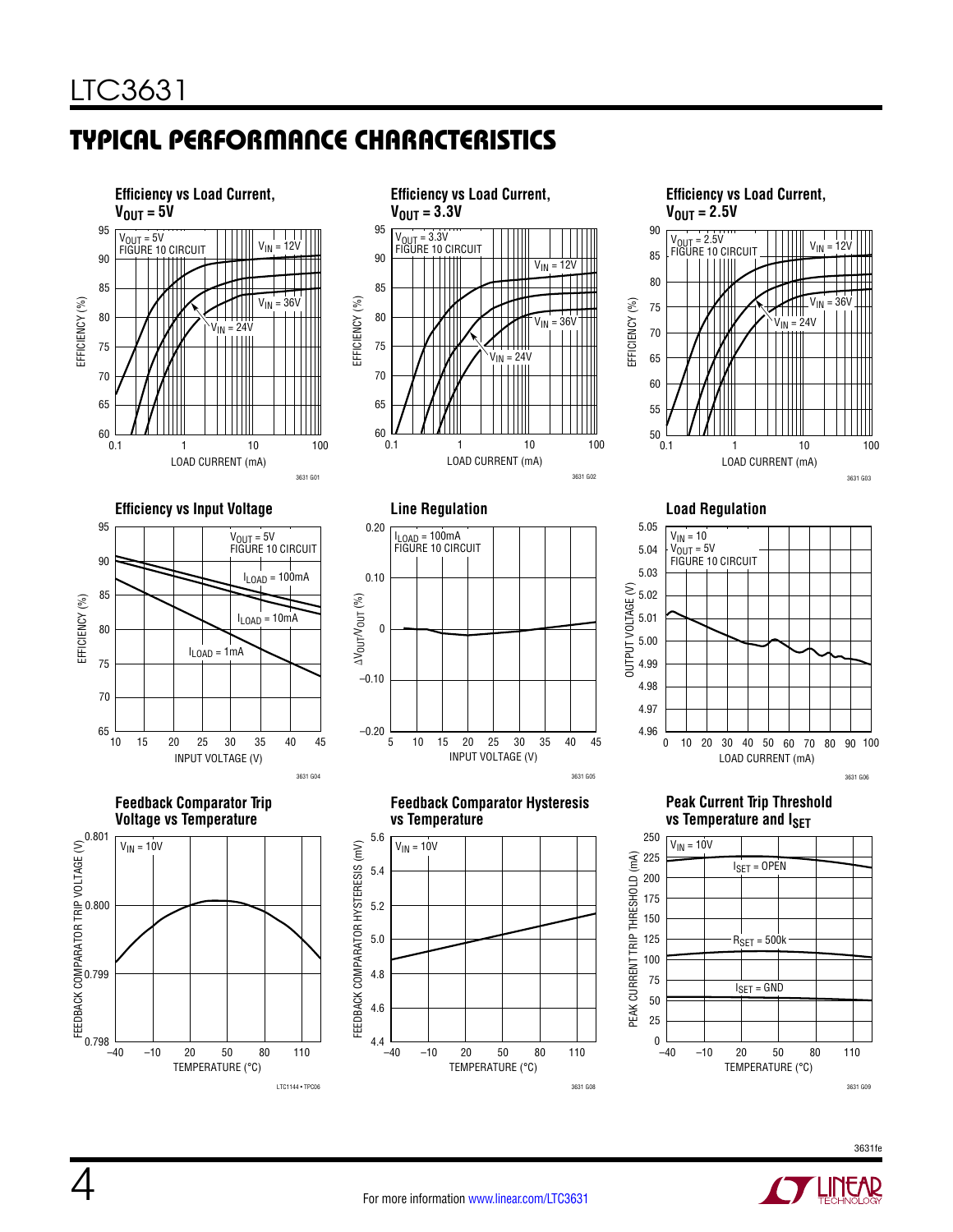## TYPICAL PERFORMANCE CHARACTERISTICS

**Efficiency vs Load Current, $V_{OUT}$ = 5V**

$V_{OUT}$ = 5V
FIGURE 10 CIRCUIT

$V_{IN}$ = 12V
$V_{IN}$ = 36V
$V_{IN}$ = 24V

EFFICIENCY (%)
LOAD CURRENT (mA)

3631 G01

**Efficiency vs Load Current, $V_{OUT}$ = 3.3V**

$V_{OUT}$ = 3.3V
FIGURE 10 CIRCUIT

$V_{IN}$ = 12V
$V_{IN}$ = 36V
$V_{IN}$ = 24V

EFFICIENCY (%)
LOAD CURRENT (mA)

3631 G02

**Efficiency vs Load Current, $V_{OUT}$ = 2.5V**

$V_{OUT}$ = 2.5V
FIGURE 10 CIRCUIT

$V_{IN}$ = 12V
$V_{IN}$ = 36V
$V_{IN}$ = 24V

EFFICIENCY (%)
LOAD CURRENT (mA)

3631 G03

**Efficiency vs Input Voltage**

$V_{OUT}$ = 5V
FIGURE 10 CIRCUIT

$I_{LOAD}$ = 100mA
$I_{LOAD}$ = 10mA
$I_{LOAD}$ = 1mA

EFFICIENCY (%)
INPUT VOLTAGE (V)

3631 G04

**Line Regulation**

$I_{LOAD}$ = 100mA
FIGURE 10 CIRCUIT

$\Delta V_{OUT}/V_{OUT}$ (%)
INPUT VOLTAGE (V)

3631 G05

**Load Regulation**

$V_{IN}$ = 10
$V_{OUT}$ = 5V
FIGURE 10 CIRCUIT

OUTPUT VOLTAGE (V)
LOAD CURRENT (mA)

3631 G06

**Feedback Comparator Trip Voltage vs Temperature**

$V_{IN}$ = 10V

FEEDBACK COMPARATOR TRIP VOLTAGE (V)
TEMPERATURE (°C)

LTC1144 • TPC06

**Feedback Comparator Hysteresis vs Temperature**

$V_{IN}$ = 10V

FEEDBACK COMPARATOR HYSTERESIS (mV)
TEMPERATURE (°C)

3631 G08

**Peak Current Trip Threshold vs Temperature and $I_{SET}$**

$V_{IN}$ = 10V

$I_{SET}$ = OPEN
$R_{SET}$ = 500k
$I_{SET}$ = GND

PEAK CURRENT TRIP THRESHOLD (mA)
TEMPERATURE (°C)

3631 G09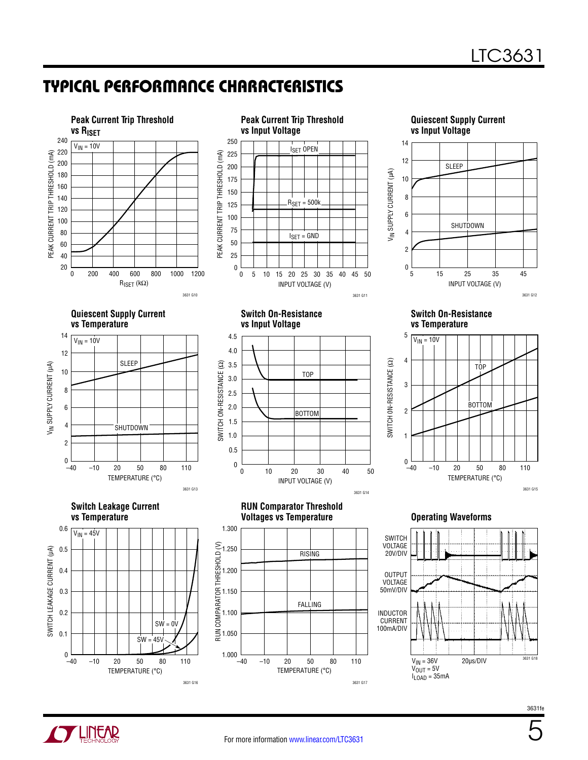## TYPICAL PERFORMANCE CHARACTERISTICS

**Peak Current Trip Threshold vs $R_{ISET}$**

$V_{IN}$ = 10V

PEAK CURRENT TRIP THRESHOLD (mA)

$R_{ISET}$ (kΩ)

3631 G10

**Peak Current Trip Threshold vs Input Voltage**

$I_{SET}$ OPEN

$R_{SET}$ = 500k

$I_{SET}$ = GND

PEAK CURRENT TRIP THRESHOLD (mA)

INPUT VOLTAGE (V)

3631 G11

**Quiescent Supply Current vs Input Voltage**

SLEEP

SHUTDOWN

$V_{IN}$ SUPPLY CURRENT (µA)

INPUT VOLTAGE (V)

3631 G12

**Quiescent Supply Current vs Temperature**

$V_{IN}$ = 10V

SLEEP

SHUTDOWN

$V_{IN}$ SUPPLY CURRENT (µA)

TEMPERATURE (°C)

3631 G13

**Switch On-Resistance vs Input Voltage**

TOP

BOTTOM

SWITCH ON-RESISTANCE (Ω)

INPUT VOLTAGE (V)

3631 G14

**Switch On-Resistance vs Temperature**

$V_{IN}$ = 10V

TOP

BOTTOM

SWITCH ON-RESISTANCE (Ω)

TEMPERATURE (°C)

3631 G15

**Switch Leakage Current vs Temperature**

$V_{IN}$ = 45V

SW = 0V

SW = 45V

SWITCH LEAKAGE CURRENT (µA)

TEMPERATURE (°C)

3631 G16

**RUN Comparator Threshold Voltages vs Temperature**

RISING

FALLING

RUN COMPARATOR THRESHOLD (V)

TEMPERATURE (°C)

3631 G17

**Operating Waveforms**

SWITCH VOLTAGE 20V/DIV

OUTPUT VOLTAGE 50mV/DIV

INDUCTOR CURRENT 100mA/DIV

$V_{IN}$ = 36V
$V_{OUT}$ = 5V
$I_{LOAD}$ = 35mA

20µs/DIV

3631 G18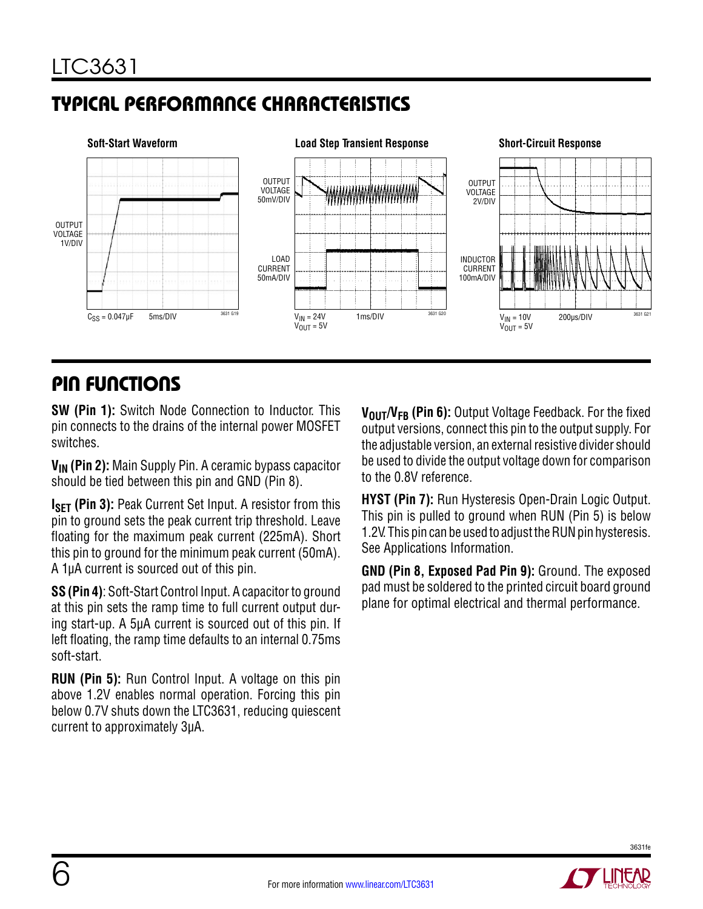## TYPICAL PERFORMANCE CHARACTERISTICS

**Soft-Start Waveform**

OUTPUT VOLTAGE 1V/DIV

$C_{SS}$ = 0.047µF 5ms/DIV

3631 G19

**Load Step Transient Response**

OUTPUT VOLTAGE 50mV/DIV

LOAD CURRENT 50mA/DIV

$V_{IN}$ = 24V 1ms/DIV
$V_{OUT}$ = 5V

3631 G20

**Short-Circuit Response**

OUTPUT VOLTAGE 2V/DIV

INDUCTOR CURRENT 100mA/DIV

$V_{IN}$ = 10V 200µs/DIV
$V_{OUT}$ = 5V

3631 G21

## PIN FUNCTIONS

**SW (Pin 1):** Switch Node Connection to Inductor. This pin connects to the drains of the internal power MOSFET switches.

**$V_{IN}$ (Pin 2):** Main Supply Pin. A ceramic bypass capacitor should be tied between this pin and GND (Pin 8).

**$I_{SET}$ (Pin 3):** Peak Current Set Input. A resistor from this pin to ground sets the peak current trip threshold. Leave floating for the maximum peak current (225mA). Short this pin to ground for the minimum peak current (50mA). A 1µA current is sourced out of this pin.

**SS (Pin 4)**: Soft-Start Control Input. A capacitor to ground at this pin sets the ramp time to full current output during start-up. A 5µA current is sourced out of this pin. If left floating, the ramp time defaults to an internal 0.75ms soft-start.

**RUN (Pin 5):** Run Control Input. A voltage on this pin above 1.2V enables normal operation. Forcing this pin below 0.7V shuts down the LTC3631, reducing quiescent current to approximately 3µA.

**$V_{OUT}$/$V_{FB}$ (Pin 6):** Output Voltage Feedback. For the fixed output versions, connect this pin to the output supply. For the adjustable version, an external resistive divider should be used to divide the output voltage down for comparison to the 0.8V reference.

**HYST (Pin 7):** Run Hysteresis Open-Drain Logic Output. This pin is pulled to ground when RUN (Pin 5) is below 1.2V. This pin can be used to adjust the RUN pin hysteresis. See Applications Information.

**GND (Pin 8, Exposed Pad Pin 9):** Ground. The exposed pad must be soldered to the printed circuit board ground plane for optimal electrical and thermal performance.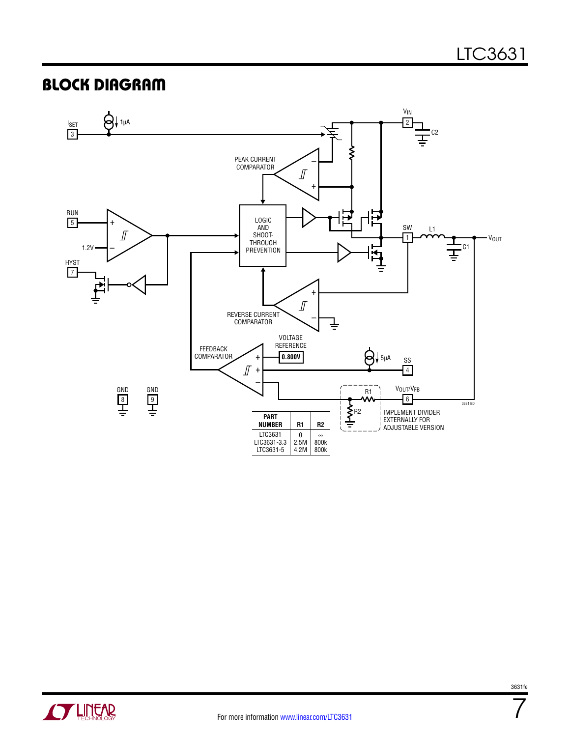## BLOCK DIAGRAM

| PART NUMBER | R1 | R2 |
|---|---|---|
| LTC3631 | 0 | ∞ |
| LTC3631-3.3 | 2.5M | 800k |
| LTC3631-5 | 4.2M | 800k |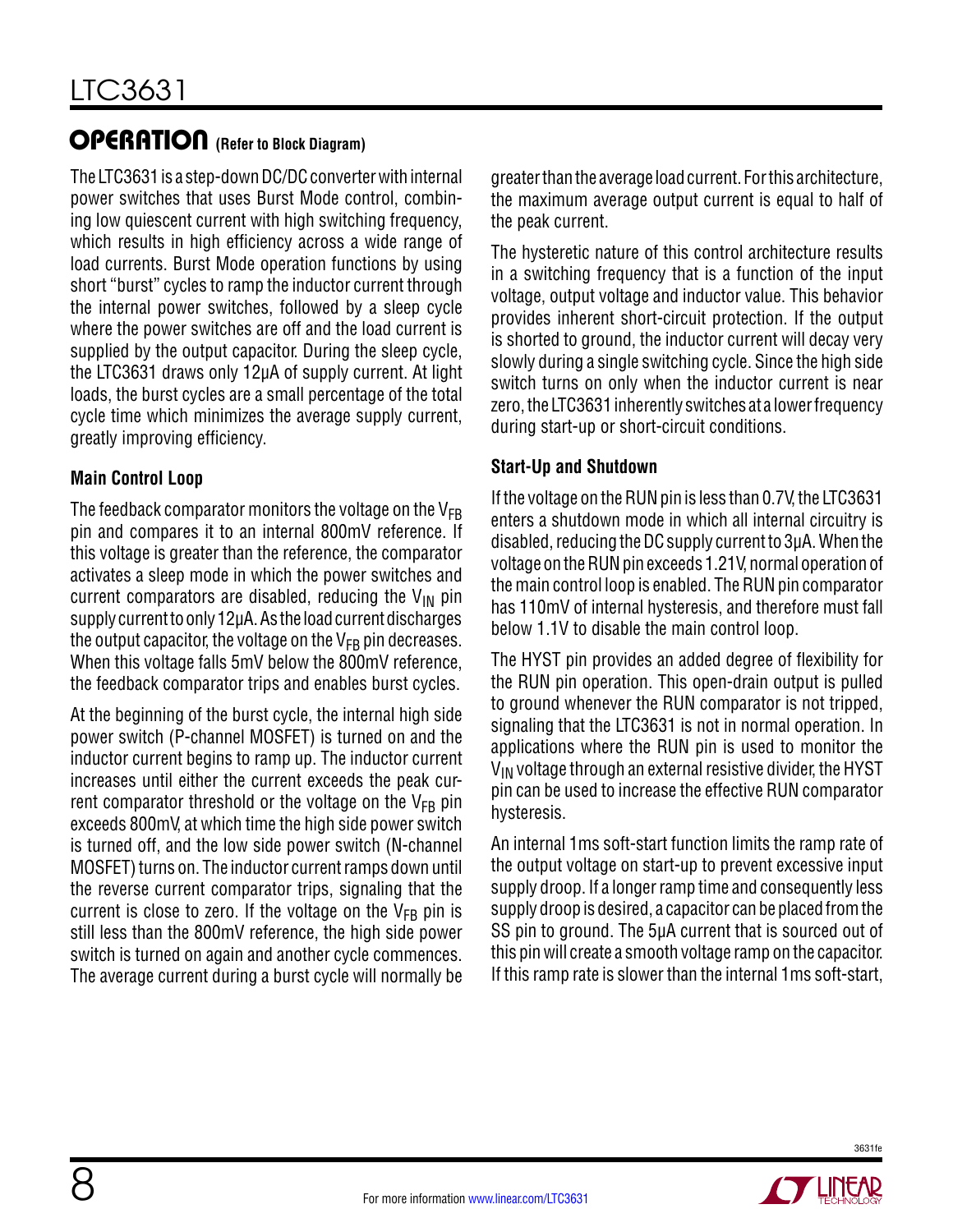## OPERATION (Refer to Block Diagram)

The LTC3631 is a step-down DC/DC converter with internal power switches that uses Burst Mode control, combining low quiescent current with high switching frequency, which results in high efficiency across a wide range of load currents. Burst Mode operation functions by using short "burst" cycles to ramp the inductor current through the internal power switches, followed by a sleep cycle where the power switches are off and the load current is supplied by the output capacitor. During the sleep cycle, the LTC3631 draws only 12µA of supply current. At light loads, the burst cycles are a small percentage of the total cycle time which minimizes the average supply current, greatly improving efficiency.

### Main Control Loop

The feedback comparator monitors the voltage on the $V_{FB}$ pin and compares it to an internal 800mV reference. If this voltage is greater than the reference, the comparator activates a sleep mode in which the power switches and current comparators are disabled, reducing the $V_{IN}$ pin supply current to only 12µA. As the load current discharges the output capacitor, the voltage on the $V_{FB}$ pin decreases. When this voltage falls 5mV below the 800mV reference, the feedback comparator trips and enables burst cycles.

At the beginning of the burst cycle, the internal high side power switch (P-channel MOSFET) is turned on and the inductor current begins to ramp up. The inductor current increases until either the current exceeds the peak current comparator threshold or the voltage on the $V_{FB}$ pin exceeds 800mV, at which time the high side power switch is turned off, and the low side power switch (N-channel MOSFET) turns on. The inductor current ramps down until the reverse current comparator trips, signaling that the current is close to zero. If the voltage on the $V_{FB}$ pin is still less than the 800mV reference, the high side power switch is turned on again and another cycle commences. The average current during a burst cycle will normally be greater than the average load current. For this architecture, the maximum average output current is equal to half of the peak current.

The hysteretic nature of this control architecture results in a switching frequency that is a function of the input voltage, output voltage and inductor value. This behavior provides inherent short-circuit protection. If the output is shorted to ground, the inductor current will decay very slowly during a single switching cycle. Since the high side switch turns on only when the inductor current is near zero, the LTC3631 inherently switches at a lower frequency during start-up or short-circuit conditions.

### Start-Up and Shutdown

If the voltage on the RUN pin is less than 0.7V, the LTC3631 enters a shutdown mode in which all internal circuitry is disabled, reducing the DC supply current to 3µA. When the voltage on the RUN pin exceeds 1.21V, normal operation of the main control loop is enabled. The RUN pin comparator has 110mV of internal hysteresis, and therefore must fall below 1.1V to disable the main control loop.

The HYST pin provides an added degree of flexibility for the RUN pin operation. This open-drain output is pulled to ground whenever the RUN comparator is not tripped, signaling that the LTC3631 is not in normal operation. In applications where the RUN pin is used to monitor the $V_{IN}$ voltage through an external resistive divider, the HYST pin can be used to increase the effective RUN comparator hysteresis.

An internal 1ms soft-start function limits the ramp rate of the output voltage on start-up to prevent excessive input supply droop. If a longer ramp time and consequently less supply droop is desired, a capacitor can be placed from the SS pin to ground. The 5µA current that is sourced out of this pin will create a smooth voltage ramp on the capacitor. If this ramp rate is slower than the internal 1ms soft-start,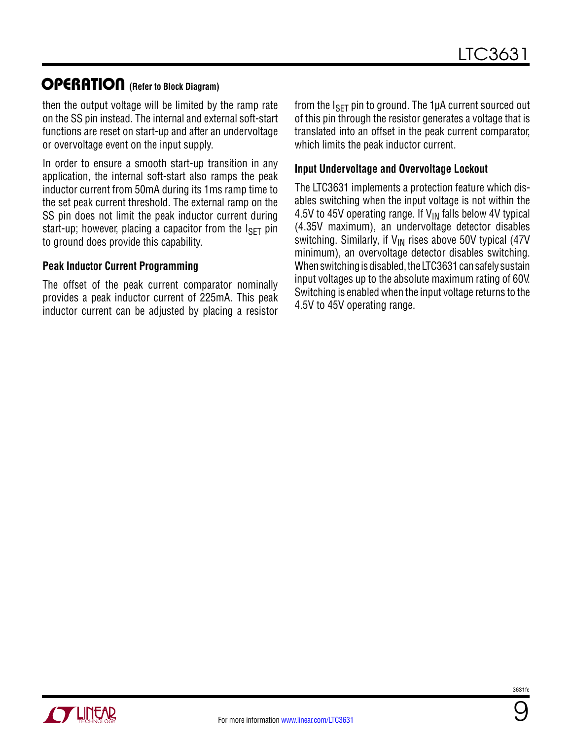## OPERATION (Refer to Block Diagram)

then the output voltage will be limited by the ramp rate on the SS pin instead. The internal and external soft-start functions are reset on start-up and after an undervoltage or overvoltage event on the input supply.

In order to ensure a smooth start-up transition in any application, the internal soft-start also ramps the peak inductor current from 50mA during its 1ms ramp time to the set peak current threshold. The external ramp on the SS pin does not limit the peak inductor current during start-up; however, placing a capacitor from the $I_{SET}$ pin to ground does provide this capability.

### Peak Inductor Current Programming

The offset of the peak current comparator nominally provides a peak inductor current of 225mA. This peak inductor current can be adjusted by placing a resistor from the $I_{SET}$ pin to ground. The 1μA current sourced out of this pin through the resistor generates a voltage that is translated into an offset in the peak current comparator, which limits the peak inductor current.

### Input Undervoltage and Overvoltage Lockout

The LTC3631 implements a protection feature which disables switching when the input voltage is not within the 4.5V to 45V operating range. If $V_{IN}$ falls below 4V typical (4.35V maximum), an undervoltage detector disables switching. Similarly, if $V_{IN}$ rises above 50V typical (47V minimum), an overvoltage detector disables switching. When switching is disabled, the LTC3631 can safely sustain input voltages up to the absolute maximum rating of 60V. Switching is enabled when the input voltage returns to the 4.5V to 45V operating range.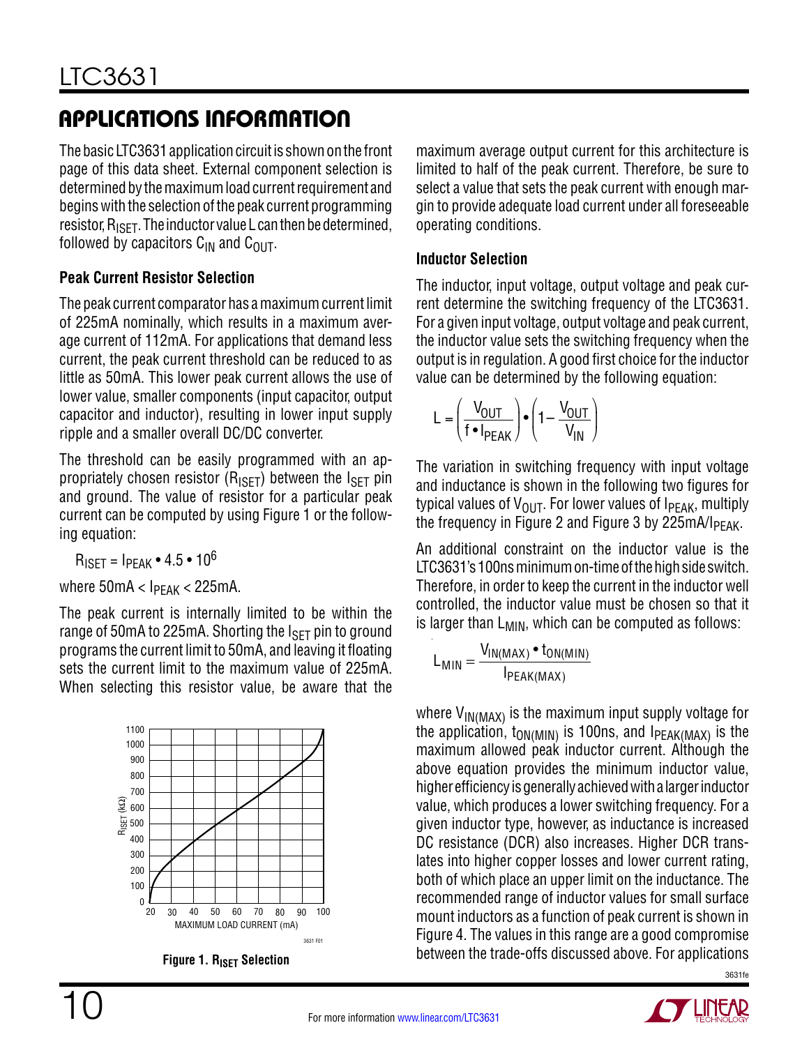## APPLICATIONS INFORMATION

The basic LTC3631 application circuit is shown on the front page of this data sheet. External component selection is determined by the maximum load current requirement and begins with the selection of the peak current programming resistor, $R_{ISET}$. The inductor value L can then be determined, followed by capacitors $C_{IN}$ and $C_{OUT}$.

### Peak Current Resistor Selection

The peak current comparator has a maximum current limit of 225mA nominally, which results in a maximum average current of 112mA. For applications that demand less current, the peak current threshold can be reduced to as little as 50mA. This lower peak current allows the use of lower value, smaller components (input capacitor, output capacitor and inductor), resulting in lower input supply ripple and a smaller overall DC/DC converter.

The threshold can be easily programmed with an appropriately chosen resistor ($R_{ISET}$) between the $I_{SET}$ pin and ground. The value of resistor for a particular peak current can be computed by using Figure 1 or the following equation:

$$R_{ISET} = I_{PEAK} \bullet 4.5 \bullet 10^6$$

where $50mA < I_{PEAK} < 225mA$.

The peak current is internally limited to be within the range of 50mA to 225mA. Shorting the $I_{SET}$ pin to ground programs the current limit to 50mA, and leaving it floating sets the current limit to the maximum value of 225mA. When selecting this resistor value, be aware that the maximum average output current for this architecture is limited to half of the peak current. Therefore, be sure to select a value that sets the peak current with enough margin to provide adequate load current under all foreseeable operating conditions.

**Figure 1. $R_{ISET}$ Selection**

### Inductor Selection

The inductor, input voltage, output voltage and peak current determine the switching frequency of the LTC3631. For a given input voltage, output voltage and peak current, the inductor value sets the switching frequency when the output is in regulation. A good first choice for the inductor value can be determined by the following equation:

$$L = \left(\frac{V_{OUT}}{f \bullet I_{PEAK}}\right) \bullet \left(1 - \frac{V_{OUT}}{V_{IN}}\right)$$

The variation in switching frequency with input voltage and inductance is shown in the following two figures for typical values of $V_{OUT}$. For lower values of $I_{PEAK}$, multiply the frequency in Figure 2 and Figure 3 by $225mA/I_{PEAK}$.

An additional constraint on the inductor value is the LTC3631's 100ns minimum on-time of the high side switch. Therefore, in order to keep the current in the inductor well controlled, the inductor value must be chosen so that it is larger than $L_{MIN}$, which can be computed as follows:

$$L_{MIN} = \frac{V_{IN(MAX)} \bullet t_{ON(MIN)}}{I_{PEAK(MAX)}}$$

where $V_{IN(MAX)}$ is the maximum input supply voltage for the application, $t_{ON(MIN)}$ is 100ns, and $I_{PEAK(MAX)}$ is the maximum allowed peak inductor current. Although the above equation provides the minimum inductor value, higher efficiency is generally achieved with a larger inductor value, which produces a lower switching frequency. For a given inductor type, however, as inductance is increased DC resistance (DCR) also increases. Higher DCR translates into higher copper losses and lower current rating, both of which place an upper limit on the inductance. The recommended range of inductor values for small surface mount inductors as a function of peak current is shown in Figure 4. The values in this range are a good compromise between the trade-offs discussed above. For applications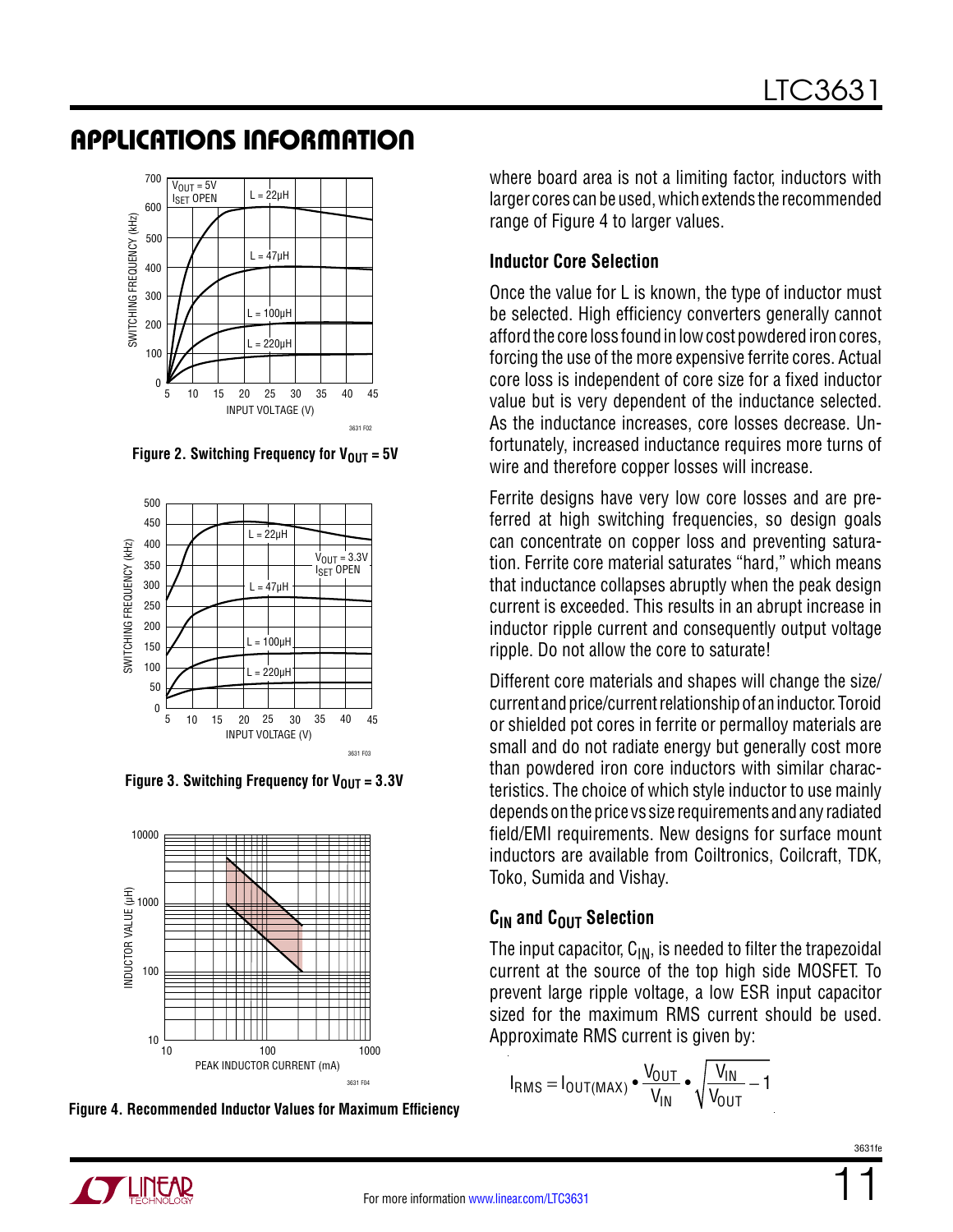## APPLICATIONS INFORMATION

Figure 2. Switching Frequency for $V_{OUT}$ = 5V

Figure 3. Switching Frequency for $V_{OUT}$ = 3.3V

Figure 4. Recommended Inductor Values for Maximum Efficiency

where board area is not a limiting factor, inductors with larger cores can be used, which extends the recommended range of Figure 4 to larger values.

### Inductor Core Selection

Once the value for L is known, the type of inductor must be selected. High efficiency converters generally cannot afford the core loss found in low cost powdered iron cores, forcing the use of the more expensive ferrite cores. Actual core loss is independent of core size for a fixed inductor value but is very dependent of the inductance selected. As the inductance increases, core losses decrease. Unfortunately, increased inductance requires more turns of wire and therefore copper losses will increase.

Ferrite designs have very low core losses and are preferred at high switching frequencies, so design goals can concentrate on copper loss and preventing saturation. Ferrite core material saturates "hard," which means that inductance collapses abruptly when the peak design current is exceeded. This results in an abrupt increase in inductor ripple current and consequently output voltage ripple. Do not allow the core to saturate!

Different core materials and shapes will change the size/current and price/current relationship of an inductor. Toroid or shielded pot cores in ferrite or permalloy materials are small and do not radiate energy but generally cost more than powdered iron core inductors with similar characteristics. The choice of which style inductor to use mainly depends on the price vs size requirements and any radiated field/EMI requirements. New designs for surface mount inductors are available from Coiltronics, Coilcraft, TDK, Toko, Sumida and Vishay.

### $C_{IN}$ and $C_{OUT}$ Selection

The input capacitor, $C_{IN}$, is needed to filter the trapezoidal current at the source of the top high side MOSFET. To prevent large ripple voltage, a low ESR input capacitor sized for the maximum RMS current should be used. Approximate RMS current is given by:

$$I_{RMS} = I_{OUT(MAX)} \bullet \frac{V_{OUT}}{V_{IN}} \bullet \sqrt{\frac{V_{IN}}{V_{OUT}} - 1}$$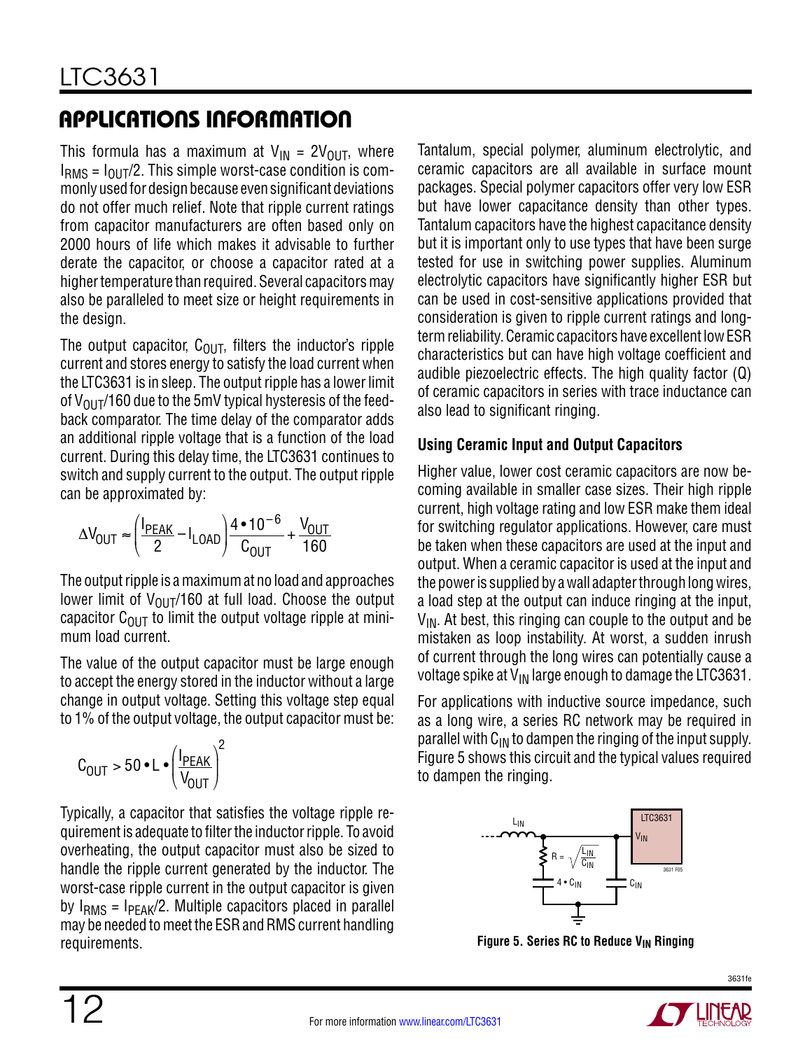## APPLICATIONS INFORMATION

This formula has a maximum at $V_{IN} = 2V_{OUT}$, where $I_{RMS} = I_{OUT}/2$. This simple worst-case condition is commonly used for design because even significant deviations do not offer much relief. Note that ripple current ratings from capacitor manufacturers are often based only on 2000 hours of life which makes it advisable to further derate the capacitor, or choose a capacitor rated at a higher temperature than required. Several capacitors may also be paralleled to meet size or height requirements in the design.

The output capacitor, $C_{OUT}$, filters the inductor's ripple current and stores energy to satisfy the load current when the LTC3631 is in sleep. The output ripple has a lower limit of $V_{OUT}/160$ due to the 5mV typical hysteresis of the feedback comparator. The time delay of the comparator adds an additional ripple voltage that is a function of the load current. During this delay time, the LTC3631 continues to switch and supply current to the output. The output ripple can be approximated by:

$$\Delta V_{OUT} \approx \left(\frac{I_{PEAK}}{2} - I_{LOAD}\right)\frac{4 \cdot 10^{-6}}{C_{OUT}} + \frac{V_{OUT}}{160}$$

The output ripple is a maximum at no load and approaches lower limit of $V_{OUT}/160$ at full load. Choose the output capacitor $C_{OUT}$ to limit the output voltage ripple at minimum load current.

The value of the output capacitor must be large enough to accept the energy stored in the inductor without a large change in output voltage. Setting this voltage step equal to 1% of the output voltage, the output capacitor must be:

$$C_{OUT} > 50 \cdot L \cdot \left(\frac{I_{PEAK}}{V_{OUT}}\right)^2$$

Typically, a capacitor that satisfies the voltage ripple requirement is adequate to filter the inductor ripple. To avoid overheating, the output capacitor must also be sized to handle the ripple current generated by the inductor. The worst-case ripple current in the output capacitor is given by $I_{RMS} = I_{PEAK}/2$. Multiple capacitors placed in parallel may be needed to meet the ESR and RMS current handling requirements.

Tantalum, special polymer, aluminum electrolytic, and ceramic capacitors are all available in surface mount packages. Special polymer capacitors offer very low ESR but have lower capacitance density than other types. Tantalum capacitors have the highest capacitance density but it is important only to use types that have been surge tested for use in switching power supplies. Aluminum electrolytic capacitors have significantly higher ESR but can be used in cost-sensitive applications provided that consideration is given to ripple current ratings and long-term reliability. Ceramic capacitors have excellent low ESR characteristics but can have high voltage coefficient and audible piezoelectric effects. The high quality factor (Q) of ceramic capacitors in series with trace inductance can also lead to significant ringing.

### Using Ceramic Input and Output Capacitors

Higher value, lower cost ceramic capacitors are now becoming available in smaller case sizes. Their high ripple current, high voltage rating and low ESR make them ideal for switching regulator applications. However, care must be taken when these capacitors are used at the input and output. When a ceramic capacitor is used at the input and the power is supplied by a wall adapter through long wires, a load step at the output can induce ringing at the input, $V_{IN}$. At best, this ringing can couple to the output and be mistaken as loop instability. At worst, a sudden inrush of current through the long wires can potentially cause a voltage spike at $V_{IN}$ large enough to damage the LTC3631.

For applications with inductive source impedance, such as a long wire, a series RC network may be required in parallel with $C_{IN}$ to dampen the ringing of the input supply. Figure 5 shows this circuit and the typical values required to dampen the ringing.

**Figure 5. Series RC to Reduce $V_{IN}$ Ringing**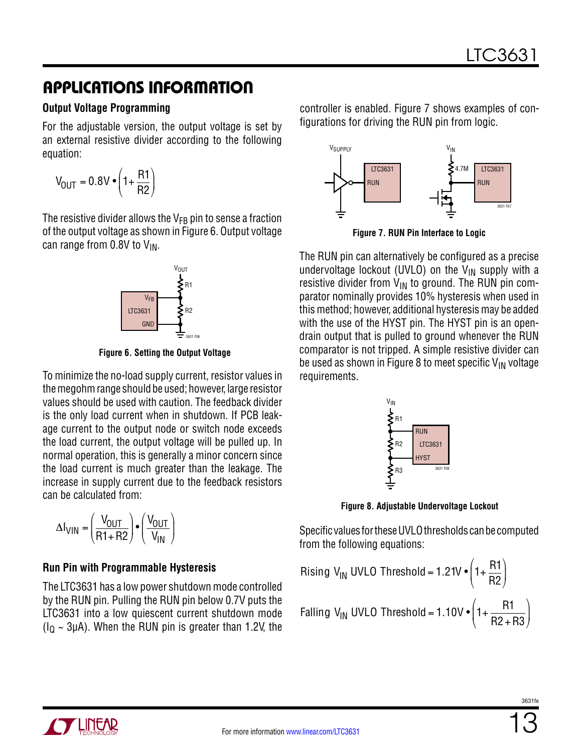## APPLICATIONS INFORMATION

### Output Voltage Programming

For the adjustable version, the output voltage is set by an external resistive divider according to the following equation:

$$V_{OUT} = 0.8V \cdot \left(1 + \frac{R1}{R2}\right)$$

The resistive divider allows the $V_{FB}$ pin to sense a fraction of the output voltage as shown in Figure 6. Output voltage can range from 0.8V to $V_{IN}$.

Figure 6. Setting the Output Voltage

To minimize the no-load supply current, resistor values in the megohm range should be used; however, large resistor values should be used with caution. The feedback divider is the only load current when in shutdown. If PCB leakage current to the output node or switch node exceeds the load current, the output voltage will be pulled up. In normal operation, this is generally a minor concern since the load current is much greater than the leakage. The increase in supply current due to the feedback resistors can be calculated from:

$$\Delta I_{VIN} = \left(\frac{V_{OUT}}{R1 + R2}\right) \cdot \left(\frac{V_{OUT}}{V_{IN}}\right)$$

### Run Pin with Programmable Hysteresis

The LTC3631 has a low power shutdown mode controlled by the RUN pin. Pulling the RUN pin below 0.7V puts the LTC3631 into a low quiescent current shutdown mode ($I_Q$ ~ 3µA). When the RUN pin is greater than 1.2V, the controller is enabled. Figure 7 shows examples of configurations for driving the RUN pin from logic.

Figure 7. RUN Pin Interface to Logic

The RUN pin can alternatively be configured as a precise undervoltage lockout (UVLO) on the $V_{IN}$ supply with a resistive divider from $V_{IN}$ to ground. The RUN pin comparator nominally provides 10% hysteresis when used in this method; however, additional hysteresis may be added with the use of the HYST pin. The HYST pin is an open-drain output that is pulled to ground whenever the RUN comparator is not tripped. A simple resistive divider can be used as shown in Figure 8 to meet specific $V_{IN}$ voltage requirements.

Figure 8. Adjustable Undervoltage Lockout

Specific values for these UVLO thresholds can be computed from the following equations:

$$\text{Rising } V_{IN} \text{ UVLO Threshold} = 1.21V \cdot \left(1 + \frac{R1}{R2}\right)$$

$$\text{Falling } V_{IN} \text{ UVLO Threshold} = 1.10V \cdot \left(1 + \frac{R1}{R2 + R3}\right)$$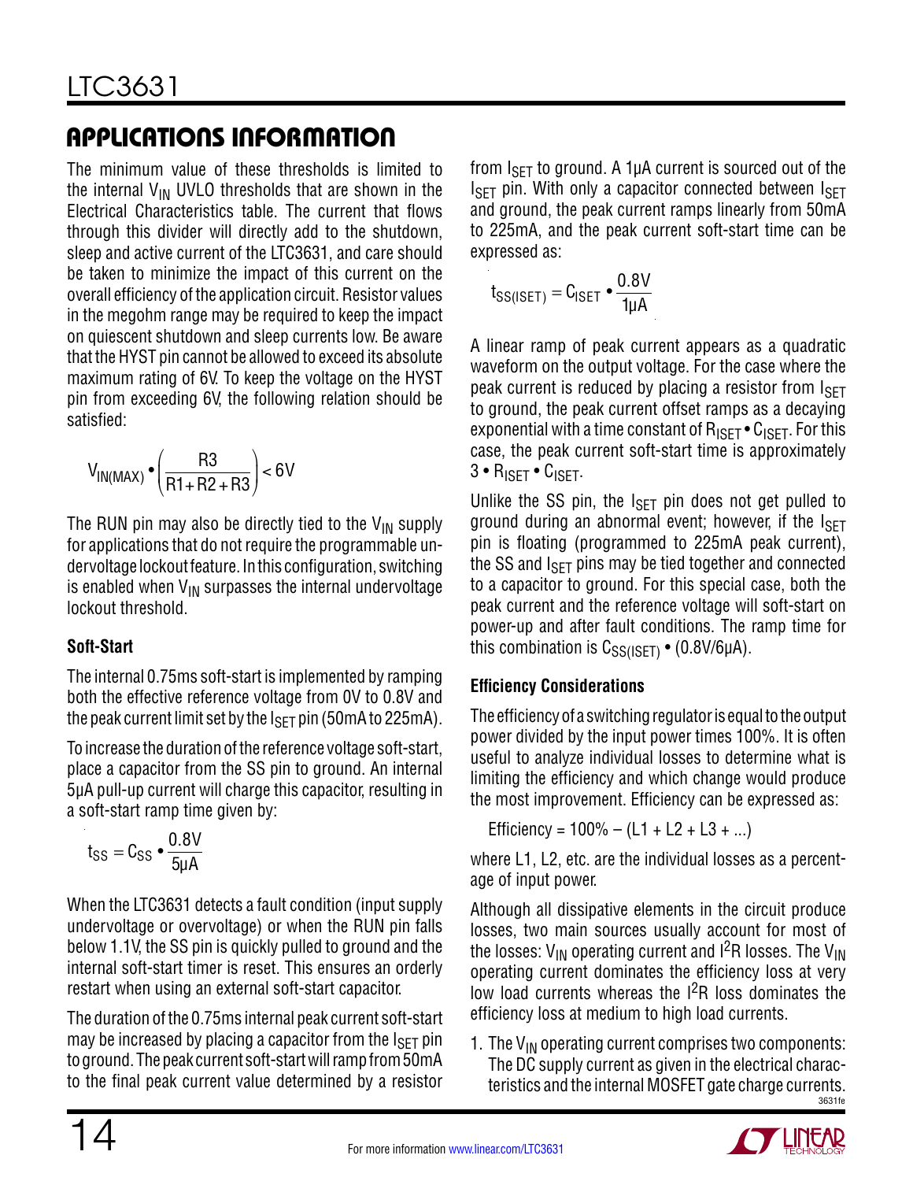## APPLICATIONS INFORMATION

The minimum value of these thresholds is limited to the internal $V_{IN}$ UVLO thresholds that are shown in the Electrical Characteristics table. The current that flows through this divider will directly add to the shutdown, sleep and active current of the LTC3631, and care should be taken to minimize the impact of this current on the overall efficiency of the application circuit. Resistor values in the megohm range may be required to keep the impact on quiescent shutdown and sleep currents low. Be aware that the HYST pin cannot be allowed to exceed its absolute maximum rating of 6V. To keep the voltage on the HYST pin from exceeding 6V, the following relation should be satisfied:

$$V_{IN(MAX)} \bullet \left( \frac{R3}{R1 + R2 + R3} \right) < 6V$$

The RUN pin may also be directly tied to the $V_{IN}$ supply for applications that do not require the programmable undervoltage lockout feature. In this configuration, switching is enabled when $V_{IN}$ surpasses the internal undervoltage lockout threshold.

### Soft-Start

The internal 0.75ms soft-start is implemented by ramping both the effective reference voltage from 0V to 0.8V and the peak current limit set by the $I_{SET}$ pin (50mA to 225mA).

To increase the duration of the reference voltage soft-start, place a capacitor from the SS pin to ground. An internal 5µA pull-up current will charge this capacitor, resulting in a soft-start ramp time given by:

$$t_{SS} = C_{SS} \bullet \frac{0.8V}{5\mu A}$$

When the LTC3631 detects a fault condition (input supply undervoltage or overvoltage) or when the RUN pin falls below 1.1V, the SS pin is quickly pulled to ground and the internal soft-start timer is reset. This ensures an orderly restart when using an external soft-start capacitor.

The duration of the 0.75ms internal peak current soft-start may be increased by placing a capacitor from the $I_{SET}$ pin to ground. The peak current soft-start will ramp from 50mA to the final peak current value determined by a resistor from $I_{SET}$ to ground. A 1µA current is sourced out of the $I_{SET}$ pin. With only a capacitor connected between $I_{SET}$ and ground, the peak current ramps linearly from 50mA to 225mA, and the peak current soft-start time can be expressed as:

$$t_{SS(ISET)} = C_{ISET} \bullet \frac{0.8V}{1\mu A}$$

A linear ramp of peak current appears as a quadratic waveform on the output voltage. For the case where the peak current is reduced by placing a resistor from $I_{SET}$ to ground, the peak current offset ramps as a decaying exponential with a time constant of $R_{ISET} \bullet C_{ISET}$. For this case, the peak current soft-start time is approximately $3 \bullet R_{ISET} \bullet C_{ISET}$.

Unlike the SS pin, the $I_{SET}$ pin does not get pulled to ground during an abnormal event; however, if the $I_{SET}$ pin is floating (programmed to 225mA peak current), the SS and $I_{SET}$ pins may be tied together and connected to a capacitor to ground. For this special case, both the peak current and the reference voltage will soft-start on power-up and after fault conditions. The ramp time for this combination is $C_{SS(ISET)} \bullet (0.8V/6\mu A)$.

### Efficiency Considerations

The efficiency of a switching regulator is equal to the output power divided by the input power times 100%. It is often useful to analyze individual losses to determine what is limiting the efficiency and which change would produce the most improvement. Efficiency can be expressed as:

Efficiency = 100% – (L1 + L2 + L3 + ...)

where L1, L2, etc. are the individual losses as a percentage of input power.

Although all dissipative elements in the circuit produce losses, two main sources usually account for most of the losses: $V_{IN}$ operating current and $I^2R$ losses. The $V_{IN}$ operating current dominates the efficiency loss at very low load currents whereas the $I^2R$ loss dominates the efficiency loss at medium to high load currents.

1. The $V_{IN}$ operating current comprises two components: The DC supply current as given in the electrical characteristics and the internal MOSFET gate charge currents.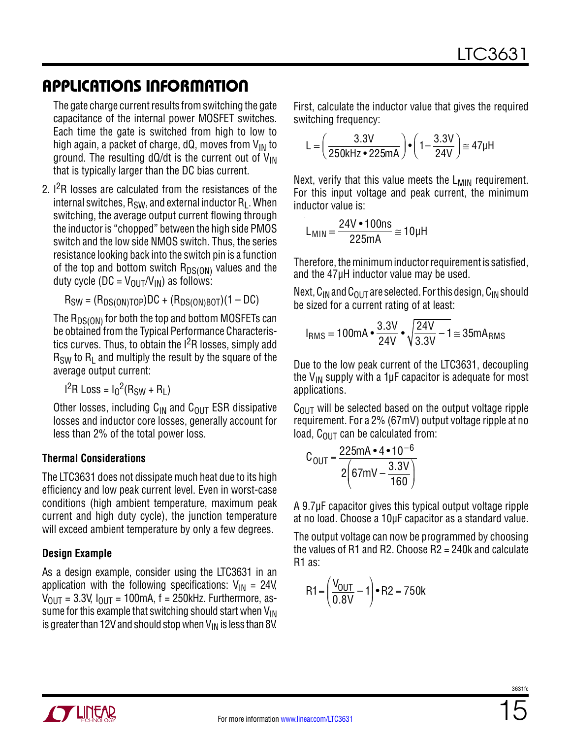## APPLICATIONS INFORMATION

The gate charge current results from switching the gate capacitance of the internal power MOSFET switches. Each time the gate is switched from high to low to high again, a packet of charge, dQ, moves from $V_{IN}$ to ground. The resulting dQ/dt is the current out of $V_{IN}$ that is typically larger than the DC bias current.

2. $I^2R$ losses are calculated from the resistances of the internal switches, $R_{SW}$, and external inductor $R_L$. When switching, the average output current flowing through the inductor is "chopped" between the high side PMOS switch and the low side NMOS switch. Thus, the series resistance looking back into the switch pin is a function of the top and bottom switch $R_{DS(ON)}$ values and the duty cycle ($DC = V_{OUT}/V_{IN}$) as follows:

$$R_{SW} = (R_{DS(ON)TOP})DC + (R_{DS(ON)BOT})(1 – DC)$$

The $R_{DS(ON)}$ for both the top and bottom MOSFETs can be obtained from the Typical Performance Characteristics curves. Thus, to obtain the $I^2R$ losses, simply add $R_{SW}$ to $R_L$ and multiply the result by the square of the average output current:

$$I^2R \text{ Loss} = I_O^2(R_{SW} + R_L)$$

Other losses, including $C_{IN}$ and $C_{OUT}$ ESR dissipative losses and inductor core losses, generally account for less than 2% of the total power loss.

### Thermal Considerations

The LTC3631 does not dissipate much heat due to its high efficiency and low peak current level. Even in worst-case conditions (high ambient temperature, maximum peak current and high duty cycle), the junction temperature will exceed ambient temperature by only a few degrees.

### Design Example

As a design example, consider using the LTC3631 in an application with the following specifications: $V_{IN}$ = 24V, $V_{OUT}$ = 3.3V, $I_{OUT}$ = 100mA, f = 250kHz. Furthermore, assume for this example that switching should start when $V_{IN}$ is greater than 12V and should stop when $V_{IN}$ is less than 8V.

First, calculate the inductor value that gives the required switching frequency:

$$L = \left(\frac{3.3V}{250kHz \cdot 225mA}\right) \cdot \left(1 - \frac{3.3V}{24V}\right) \cong 47\mu H$$

Next, verify that this value meets the $L_{MIN}$ requirement. For this input voltage and peak current, the minimum inductor value is:

$$L_{MIN} = \frac{24V \cdot 100ns}{225mA} \cong 10\mu H$$

Therefore, the minimum inductor requirement is satisfied, and the 47µH inductor value may be used.

Next, $C_{IN}$ and $C_{OUT}$ are selected. For this design, $C_{IN}$ should be sized for a current rating of at least:

$$I_{RMS} = 100mA \cdot \frac{3.3V}{24V} \cdot \sqrt{\frac{24V}{3.3V} - 1} \cong 35mA_{RMS}$$

Due to the low peak current of the LTC3631, decoupling the $V_{IN}$ supply with a 1µF capacitor is adequate for most applications.

$C_{OUT}$ will be selected based on the output voltage ripple requirement. For a 2% (67mV) output voltage ripple at no load, $C_{OUT}$ can be calculated from:

$$C_{OUT} = \frac{225mA \cdot 4 \cdot 10^{-6}}{2\left(67mV - \frac{3.3V}{160}\right)}$$

A 9.7µF capacitor gives this typical output voltage ripple at no load. Choose a 10µF capacitor as a standard value.

The output voltage can now be programmed by choosing the values of R1 and R2. Choose R2 = 240k and calculate R1 as:

$$R1 = \left(\frac{V_{OUT}}{0.8V} - 1\right) \cdot R2 = 750k$$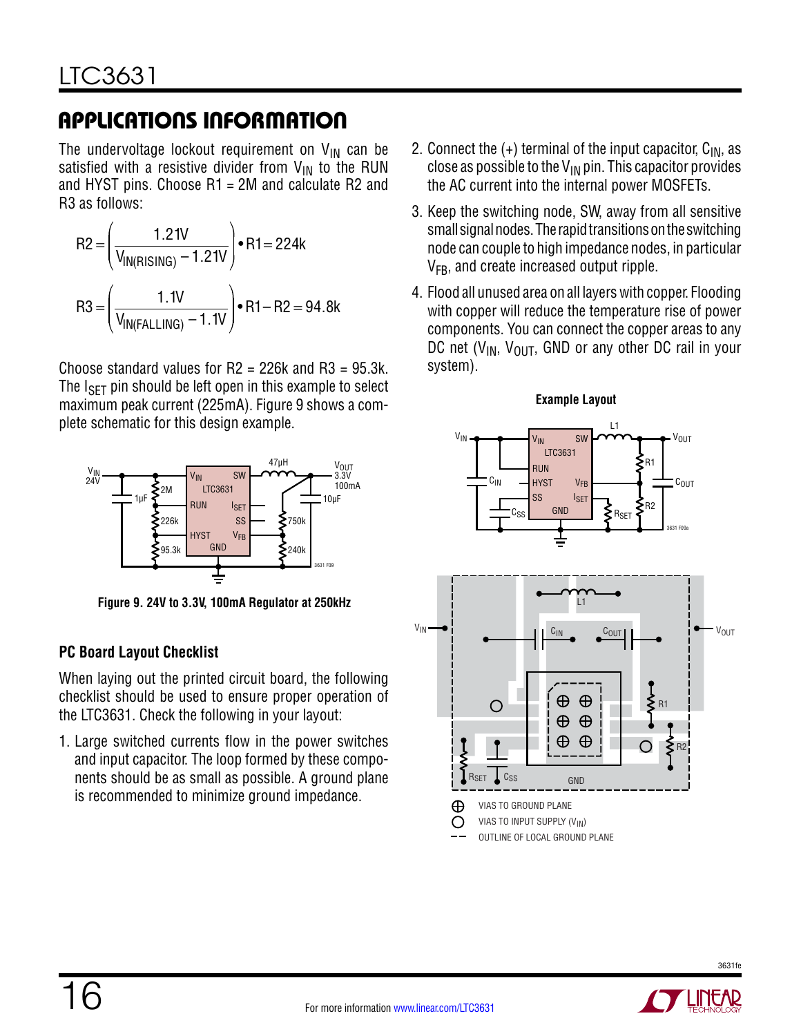## APPLICATIONS INFORMATION

The undervoltage lockout requirement on $V_{IN}$ can be satisfied with a resistive divider from $V_{IN}$ to the RUN and HYST pins. Choose R1 = 2M and calculate R2 and R3 as follows:

$$R2 = \left(\frac{1.21V}{V_{IN(RISING)} - 1.21V}\right) \bullet R1 = 224k$$

$$R3 = \left(\frac{1.1V}{V_{IN(FALLING)} - 1.1V}\right) \bullet R1 - R2 = 94.8k$$

Choose standard values for R2 = 226k and R3 = 95.3k. The $I_{SET}$ pin should be left open in this example to select maximum peak current (225mA). Figure 9 shows a complete schematic for this design example.

Figure 9. 24V to 3.3V, 100mA Regulator at 250kHz

### PC Board Layout Checklist

When laying out the printed circuit board, the following checklist should be used to ensure proper operation of the LTC3631. Check the following in your layout:

1. Large switched currents flow in the power switches and input capacitor. The loop formed by these components should be as small as possible. A ground plane is recommended to minimize ground impedance.
2. Connect the (+) terminal of the input capacitor, $C_{IN}$, as close as possible to the $V_{IN}$ pin. This capacitor provides the AC current into the internal power MOSFETs.
3. Keep the switching node, SW, away from all sensitive small signal nodes. The rapid transitions on the switching node can couple to high impedance nodes, in particular $V_{FB}$, and create increased output ripple.
4. Flood all unused area on all layers with copper. Flooding with copper will reduce the temperature rise of power components. You can connect the copper areas to any DC net ($V_{IN}$, $V_{OUT}$, GND or any other DC rail in your system).

**Example Layout**

⊕ VIAS TO GROUND PLANE
○ VIAS TO INPUT SUPPLY ($V_{IN}$)
-- OUTLINE OF LOCAL GROUND PLANE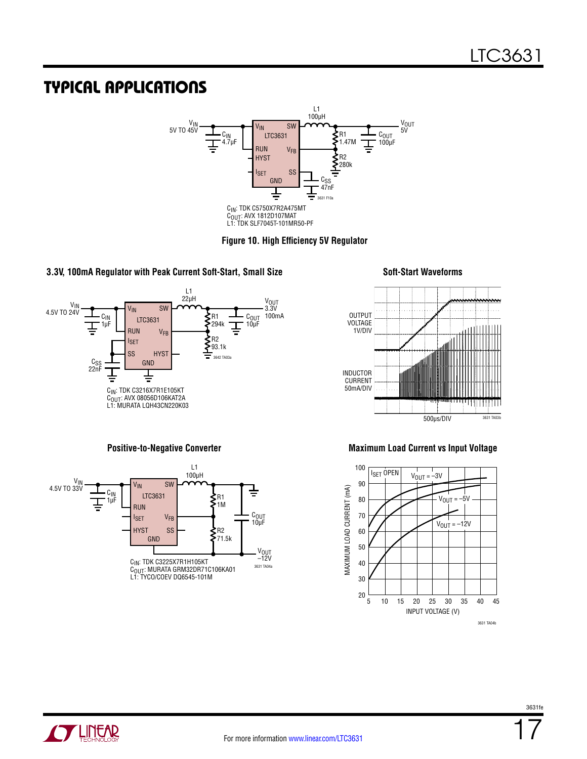## TYPICAL APPLICATIONS

$C_{IN}$: TDK C5750X7R2A475MT
$C_{OUT}$: AVX 1812D107MAT
L1: TDK SLF7045T-101MR50-PF

**Figure 10. High Efficiency 5V Regulator**

**3.3V, 100mA Regulator with Peak Current Soft-Start, Small Size**

$C_{IN}$: TDK C3216X7R1E105KT
$C_{OUT}$: AVX 08056D106KAT2A
L1: MURATA LQH43CN220K03

**Soft-Start Waveforms**

**Positive-to-Negative Converter**

$C_{IN}$: TDK C3225X7R1H105KT
$C_{OUT}$: MURATA GRM32DR71C106KA01
L1: TYCO/COEV DQ6545-101M

**Maximum Load Current vs Input Voltage**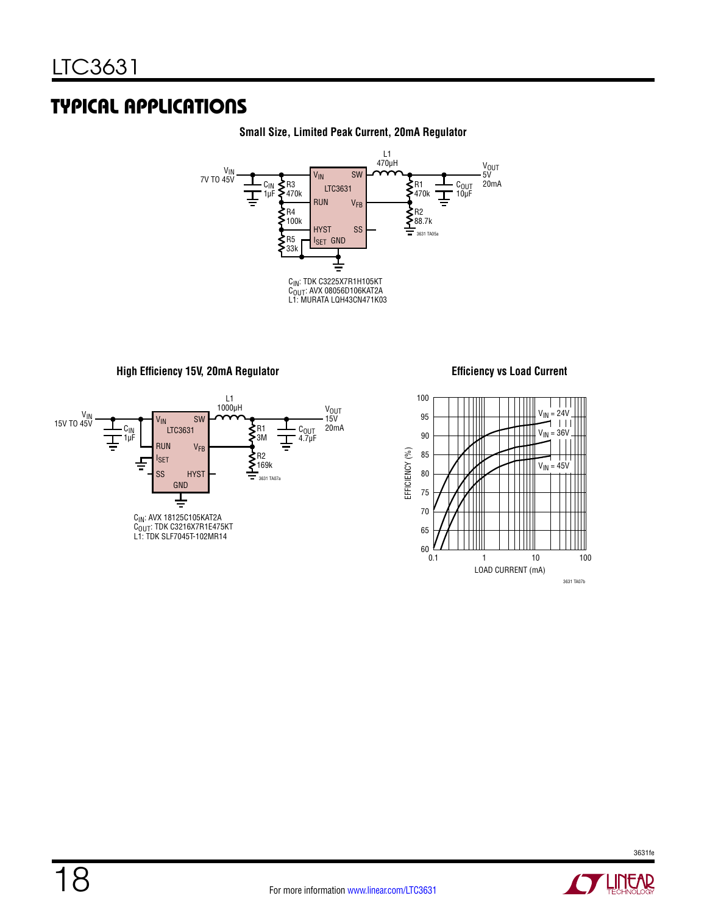## TYPICAL APPLICATIONS

**Small Size, Limited Peak Current, 20mA Regulator**

$V_{IN}$ 7V TO 45V

$C_{IN}$ 1µF, R3 470k, R4 100k, R5 33k, LTC3631, L1 470µH, R1 470k, R2 88.7k, $C_{OUT}$ 10µF

$V_{OUT}$ 5V 20mA

3631 TA05a

$C_{IN}$: TDK C3225X7R1H105KT
$C_{OUT}$: AVX 08056D106KAT2A
L1: MURATA LQH43CN471K03

**High Efficiency 15V, 20mA Regulator**

$V_{IN}$ 15V TO 45V

$C_{IN}$ 1µF, LTC3631, L1 1000µH, R1 3M, R2 169k, $C_{OUT}$ 4.7µF

$V_{OUT}$ 15V 20mA

3631 TA07a

$C_{IN}$: AVX 18125C105KAT2A
$C_{OUT}$: TDK C3216X7R1E475KT
L1: TDK SLF7045T-102MR14

**Efficiency vs Load Current**

EFFICIENCY (%) vs LOAD CURRENT (mA); curves for $V_{IN}$ = 24V, $V_{IN}$ = 36V, $V_{IN}$ = 45V

3631 TA07b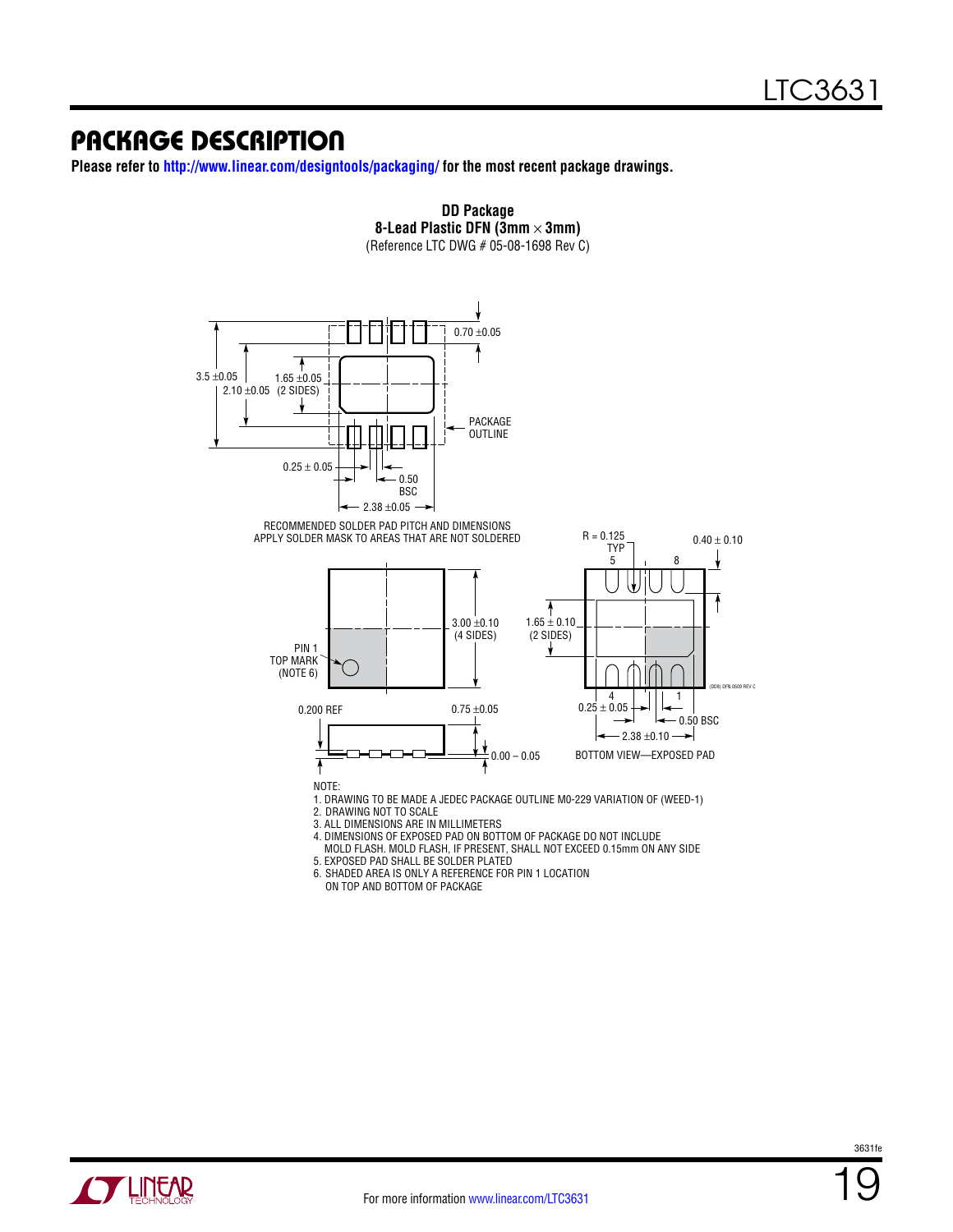## PACKAGE DESCRIPTION

**Please refer to http://www.linear.com/designtools/packaging/ for the most recent package drawings.**

**DD Package**
**8-Lead Plastic DFN (3mm × 3mm)**
(Reference LTC DWG # 05-08-1698 Rev C)

3.5 ±0.05
2.10 ±0.05
1.65 ±0.05 (2 SIDES)
0.70 ±0.05
PACKAGE OUTLINE
0.25 ± 0.05
0.50 BSC
2.38 ±0.05

RECOMMENDED SOLDER PAD PITCH AND DIMENSIONS
APPLY SOLDER MASK TO AREAS THAT ARE NOT SOLDERED

PIN 1 TOP MARK (NOTE 6)
3.00 ±0.10 (4 SIDES)
0.200 REF
0.75 ±0.05
0.00 – 0.05

R = 0.125 TYP
0.40 ± 0.10
1.65 ± 0.10 (2 SIDES)
0.25 ± 0.05
0.50 BSC
2.38 ±0.10
(DD8) DFN 0509 REV C

BOTTOM VIEW—EXPOSED PAD

NOTE:
1. DRAWING TO BE MADE A JEDEC PACKAGE OUTLINE M0-229 VARIATION OF (WEED-1)
2. DRAWING NOT TO SCALE
3. ALL DIMENSIONS ARE IN MILLIMETERS
4. DIMENSIONS OF EXPOSED PAD ON BOTTOM OF PACKAGE DO NOT INCLUDE MOLD FLASH. MOLD FLASH, IF PRESENT, SHALL NOT EXCEED 0.15mm ON ANY SIDE
5. EXPOSED PAD SHALL BE SOLDER PLATED
6. SHADED AREA IS ONLY A REFERENCE FOR PIN 1 LOCATION ON TOP AND BOTTOM OF PACKAGE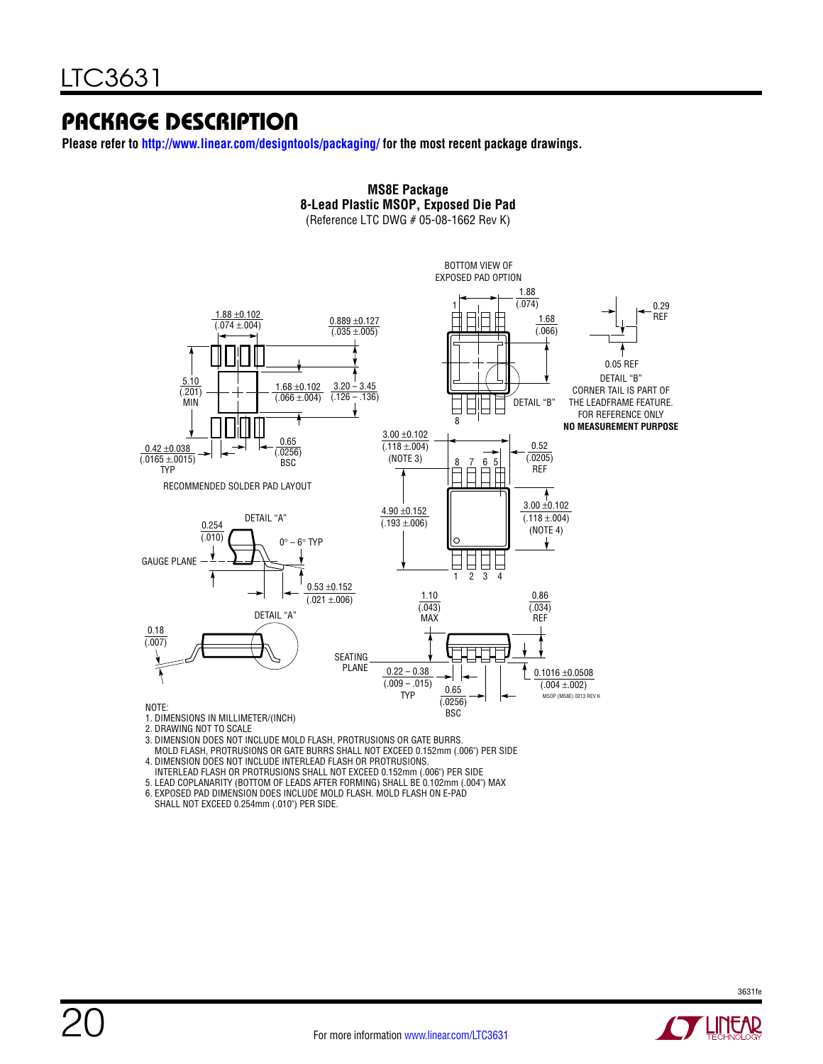## PACKAGE DESCRIPTION

**Please refer to http://www.linear.com/designtools/packaging/ for the most recent package drawings.**

**MS8E Package**
**8-Lead Plastic MSOP, Exposed Die Pad**
(Reference LTC DWG # 05-08-1662 Rev K)

BOTTOM VIEW OF EXPOSED PAD OPTION

1.88 (.074)

1.68 (.066)

0.29 REF

0.05 REF

DETAIL "B"

DETAIL "B" CORNER TAIL IS PART OF THE LEADFRAME FEATURE. FOR REFERENCE ONLY

**NO MEASUREMENT PURPOSE**

1.88 ±0.102 (.074 ±.004)

0.889 ±0.127 (.035 ±.005)

5.10 (.201) MIN

1.68 ±0.102 (.066 ±.004)

3.20 – 3.45 (.126 – .136)

0.42 ±0.038 (.0165 ±.0015) TYP

0.65 (.0256) BSC

RECOMMENDED SOLDER PAD LAYOUT

3.00 ±0.102 (.118 ±.004) (NOTE 3)

0.52 (.0205) REF

4.90 ±0.152 (.193 ±.006)

3.00 ±0.102 (.118 ±.004) (NOTE 4)

DETAIL "A"

0.254 (.010)

0° – 6° TYP

GAUGE PLANE

0.53 ±0.152 (.021 ±.006)

DETAIL "A"

0.18 (.007)

1.10 (.043) MAX

0.86 (.034) REF

SEATING PLANE

0.22 – 0.38 (.009 – .015) TYP

0.65 (.0256) BSC

0.1016 ±0.0508 (.004 ±.002)

MSOP (MS8E) 0213 REV K

NOTE:
1. DIMENSIONS IN MILLIMETER/(INCH)
2. DRAWING NOT TO SCALE
3. DIMENSION DOES NOT INCLUDE MOLD FLASH, PROTRUSIONS OR GATE BURRS. MOLD FLASH, PROTRUSIONS OR GATE BURRS SHALL NOT EXCEED 0.152mm (.006") PER SIDE
4. DIMENSION DOES NOT INCLUDE INTERLEAD FLASH OR PROTRUSIONS. INTERLEAD FLASH OR PROTRUSIONS SHALL NOT EXCEED 0.152mm (.006") PER SIDE
5. LEAD COPLANARITY (BOTTOM OF LEADS AFTER FORMING) SHALL BE 0.102mm (.004") MAX
6. EXPOSED PAD DIMENSION DOES INCLUDE MOLD FLASH. MOLD FLASH ON E-PAD SHALL NOT EXCEED 0.254mm (.010") PER SIDE.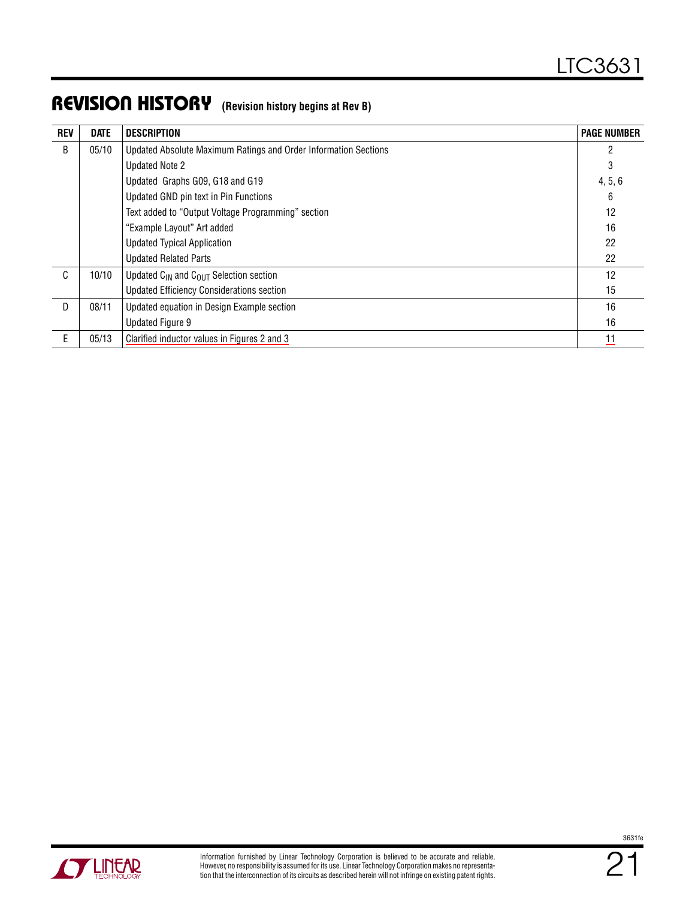## REVISION HISTORY (Revision history begins at Rev B)

| REV | DATE | DESCRIPTION | PAGE NUMBER |
|---|---|---|---|
| B | 05/10 | Updated Absolute Maximum Ratings and Order Information Sections | 2 |
| | | Updated Note 2 | 3 |
| | | Updated Graphs G09, G18 and G19 | 4, 5, 6 |
| | | Updated GND pin text in Pin Functions | 6 |
| | | Text added to "Output Voltage Programming" section | 12 |
| | | "Example Layout" Art added | 16 |
| | | Updated Typical Application | 22 |
| | | Updated Related Parts | 22 |
| C | 10/10 | Updated $C_{IN}$ and $C_{OUT}$ Selection section | 12 |
| | | Updated Efficiency Considerations section | 15 |
| D | 08/11 | Updated equation in Design Example section | 16 |
| | | Updated Figure 9 | 16 |
| E | 05/13 | Clarified inductor values in Figures 2 and 3 | 11 |

Information furnished by Linear Technology Corporation is believed to be accurate and reliable. However, no responsibility is assumed for its use. Linear Technology Corporation makes no representation that the interconnection of its circuits as described herein will not infringe on existing patent rights.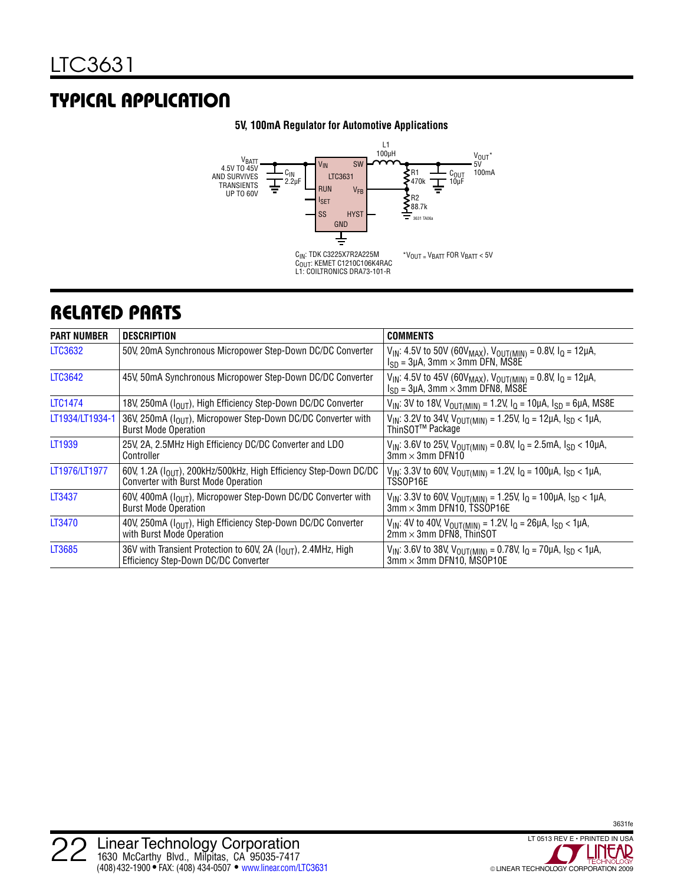## TYPICAL APPLICATION

**5V, 100mA Regulator for Automotive Applications**

$V_{BATT}$
4.5V TO 45V
AND SURVIVES
TRANSIENTS
UP TO 60V

$C_{IN}$
2.2μF

$V_{IN}$
SW
LTC3631
RUN
$V_{FB}$
$I_{SET}$
SS
HYST
GND

L1
100μH

R1
470k

R2
88.7k

$C_{OUT}$
10μF

$V_{OUT}$*
5V
100mA

3631 TA06a

$C_{IN}$: TDK C3225X7R2A225M
$C_{OUT}$: KEMET C1210C106K4RAC
L1: COILTRONICS DRA73-101-R

*$V_{OUT} = V_{BATT}$ FOR $V_{BATT} < 5V$

## RELATED PARTS

| PART NUMBER | DESCRIPTION | COMMENTS |
|---|---|---|
| LTC3632 | 50V, 20mA Synchronous Micropower Step-Down DC/DC Converter | $V_{IN}$: 4.5V to 50V (60$V_{MAX}$), $V_{OUT(MIN)}$ = 0.8V, $I_Q$ = 12μA, $I_{SD}$ = 3μA, 3mm × 3mm DFN, MS8E |
| LTC3642 | 45V, 50mA Synchronous Micropower Step-Down DC/DC Converter | $V_{IN}$: 4.5V to 45V (60$V_{MAX}$), $V_{OUT(MIN)}$ = 0.8V, $I_Q$ = 12μA, $I_{SD}$ = 3μA, 3mm × 3mm DFN8, MS8E |
| LTC1474 | 18V, 250mA ($I_{OUT}$), High Efficiency Step-Down DC/DC Converter | $V_{IN}$: 3V to 18V, $V_{OUT(MIN)}$ = 1.2V, $I_Q$ = 10μA, $I_{SD}$ = 6μA, MS8E |
| LT1934/LT1934-1 | 36V, 250mA ($I_{OUT}$), Micropower Step-Down DC/DC Converter with Burst Mode Operation | $V_{IN}$: 3.2V to 34V, $V_{OUT(MIN)}$ = 1.25V, $I_Q$ = 12μA, $I_{SD}$ < 1μA, ThinSOT™ Package |
| LT1939 | 25V, 2A, 2.5MHz High Efficiency DC/DC Converter and LDO Controller | $V_{IN}$: 3.6V to 25V, $V_{OUT(MIN)}$ = 0.8V, $I_Q$ = 2.5mA, $I_{SD}$ < 10μA, 3mm × 3mm DFN10 |
| LT1976/LT1977 | 60V, 1.2A ($I_{OUT}$), 200kHz/500kHz, High Efficiency Step-Down DC/DC Converter with Burst Mode Operation | $V_{IN}$: 3.3V to 60V, $V_{OUT(MIN)}$ = 1.2V, $I_Q$ = 100μA, $I_{SD}$ < 1μA, TSSOP16E |
| LT3437 | 60V, 400mA ($I_{OUT}$), Micropower Step-Down DC/DC Converter with Burst Mode Operation | $V_{IN}$: 3.3V to 60V, $V_{OUT(MIN)}$ = 1.25V, $I_Q$ = 100μA, $I_{SD}$ < 1μA, 3mm × 3mm DFN10, TSSOP16E |
| LT3470 | 40V, 250mA ($I_{OUT}$), High Efficiency Step-Down DC/DC Converter with Burst Mode Operation | $V_{IN}$: 4V to 40V, $V_{OUT(MIN)}$ = 1.2V, $I_Q$ = 26μA, $I_{SD}$ < 1μA, 2mm × 3mm DFN8, ThinSOT |
| LT3685 | 36V with Transient Protection to 60V, 2A ($I_{OUT}$), 2.4MHz, High Efficiency Step-Down DC/DC Converter | $V_{IN}$: 3.6V to 38V, $V_{OUT(MIN)}$ = 0.78V, $I_Q$ = 70μA, $I_{SD}$ < 1μA, 3mm × 3mm DFN10, MSOP10E |

3631fe

Linear Technology Corporation
1630 McCarthy Blvd., Milpitas, CA 95035-7417
(408) 432-1900 • FAX: (408) 434-0507 • www.linear.com/LTC3631

LT 0513 REV E • PRINTED IN USA

© LINEAR TECHNOLOGY CORPORATION 2009